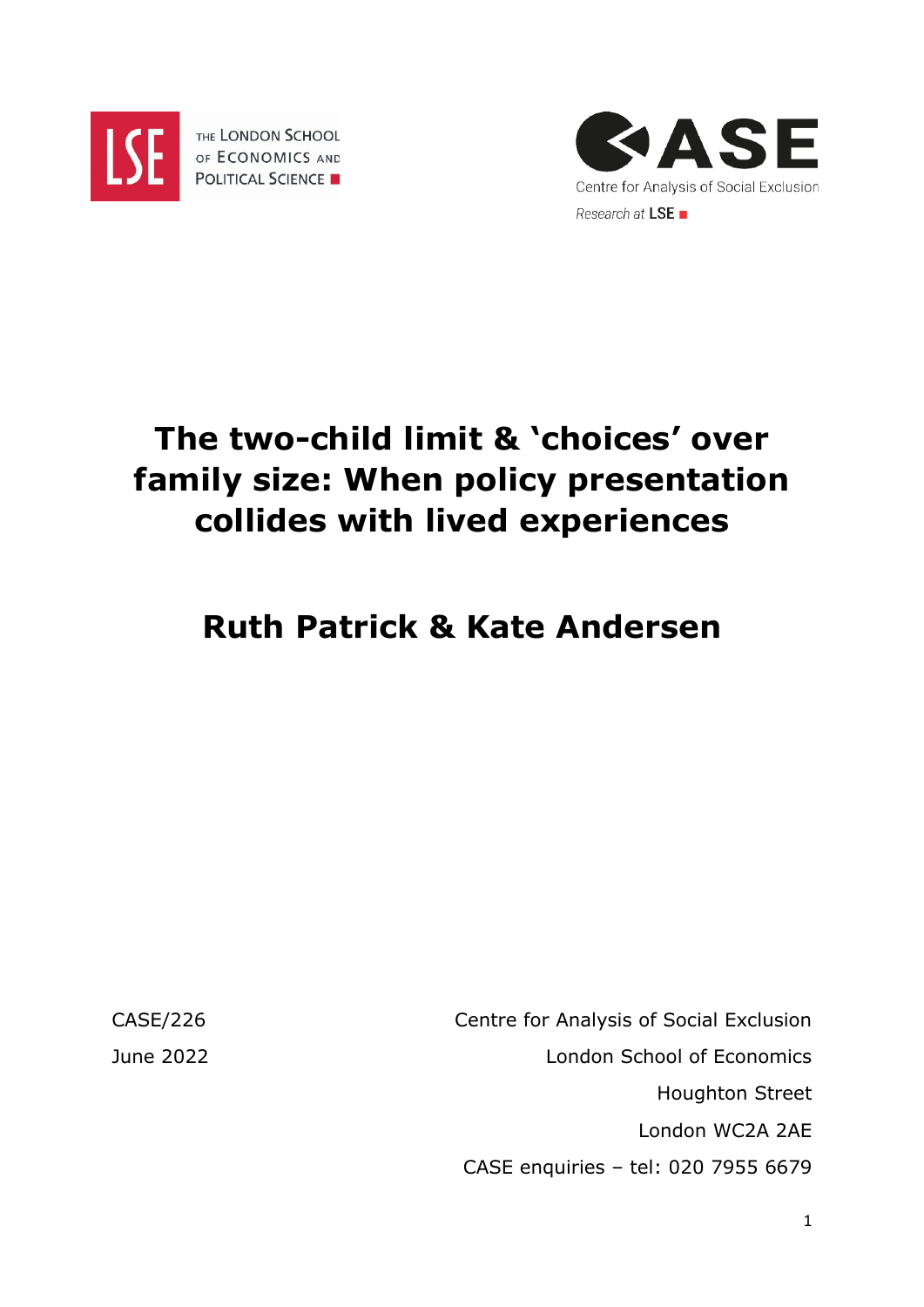THE LONDON SCHOOL OF ECONOMICS AND POLITICAL SCIENCE

CASE

Centre for Analysis of Social Exclusion

Research at LSE

# The two-child limit & 'choices' over family size: When policy presentation collides with lived experiences

## Ruth Patrick & Kate Andersen

CASE/226

June 2022

Centre for Analysis of Social Exclusion
London School of Economics
Houghton Street
London WC2A 2AE
CASE enquiries – tel: 020 7955 6679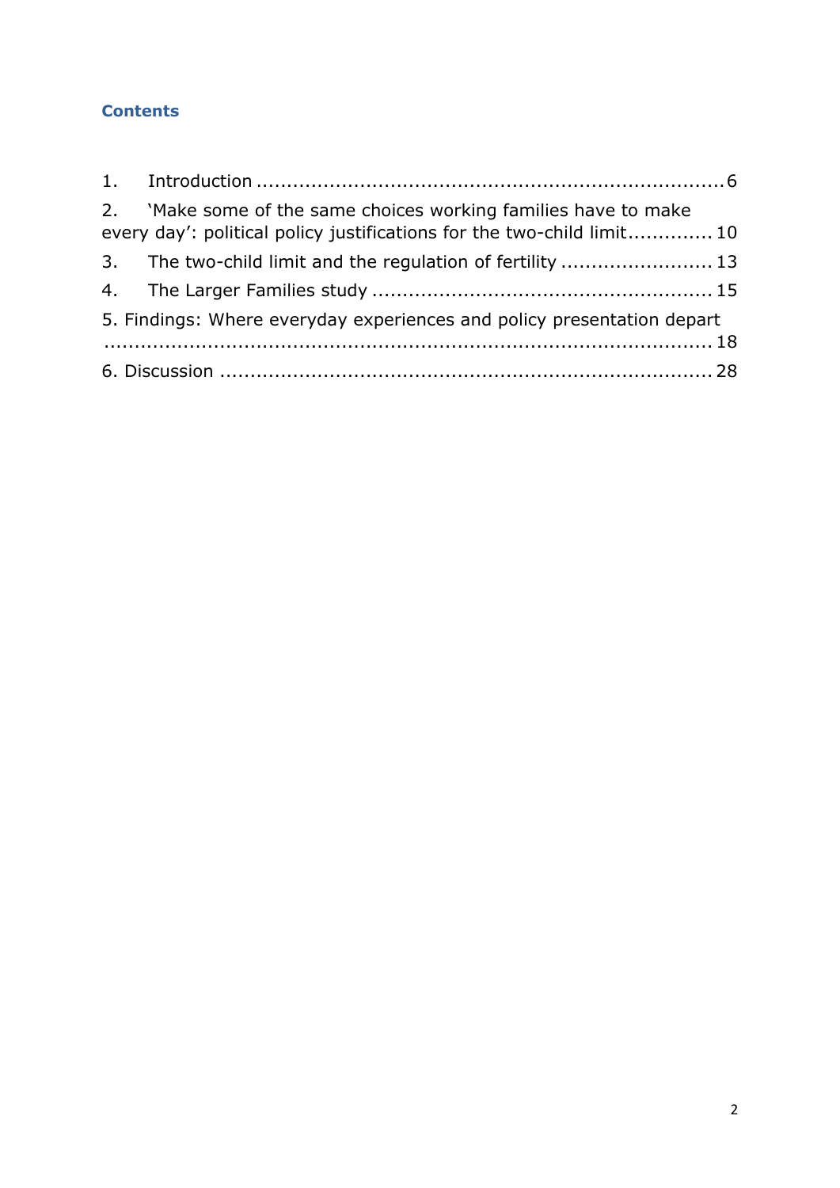## Contents

1. Introduction .............................................................................6
2. 'Make some of the same choices working families have to make every day': political policy justifications for the two-child limit.............. 10
3. The two-child limit and the regulation of fertility ......................... 13
4. The Larger Families study ....................................................... 15
5. Findings: Where everyday experiences and policy presentation depart ......................................................................................... 18
6. Discussion ................................................................................. 28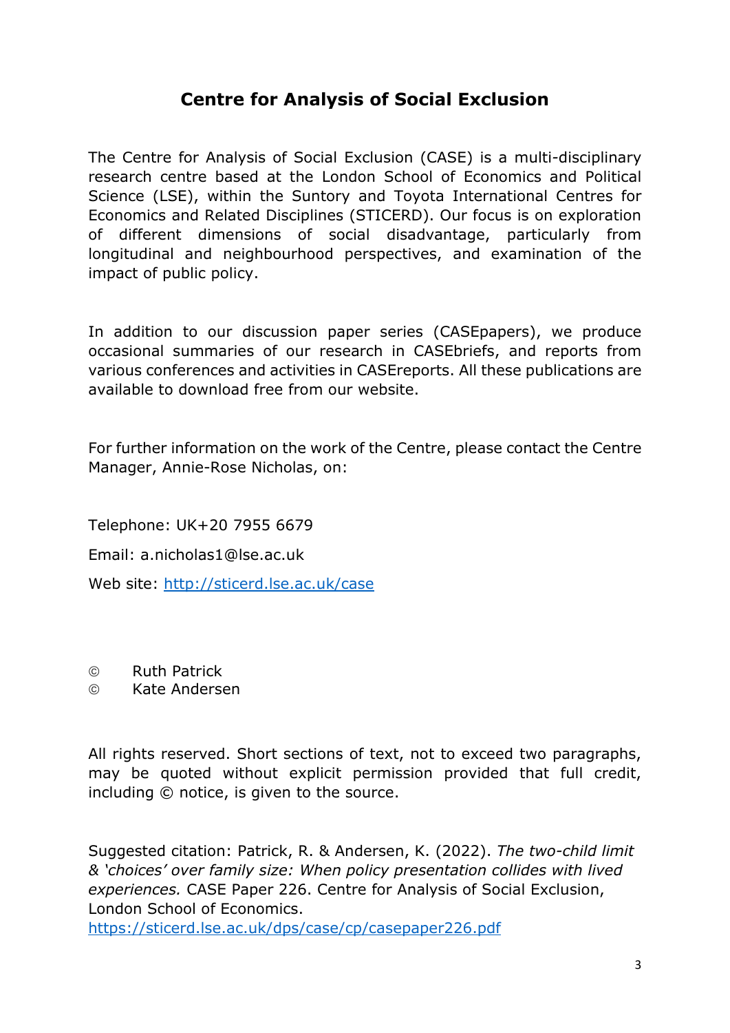# Centre for Analysis of Social Exclusion

The Centre for Analysis of Social Exclusion (CASE) is a multi-disciplinary research centre based at the London School of Economics and Political Science (LSE), within the Suntory and Toyota International Centres for Economics and Related Disciplines (STICERD). Our focus is on exploration of different dimensions of social disadvantage, particularly from longitudinal and neighbourhood perspectives, and examination of the impact of public policy.

In addition to our discussion paper series (CASEpapers), we produce occasional summaries of our research in CASEbriefs, and reports from various conferences and activities in CASEreports. All these publications are available to download free from our website.

For further information on the work of the Centre, please contact the Centre Manager, Annie-Rose Nicholas, on:

Telephone: UK+20 7955 6679

Email: a.nicholas1@lse.ac.uk

Web site: [http://sticerd.lse.ac.uk/case](http://sticerd.lse.ac.uk/case)

© Ruth Patrick
© Kate Andersen

All rights reserved. Short sections of text, not to exceed two paragraphs, may be quoted without explicit permission provided that full credit, including © notice, is given to the source.

Suggested citation: Patrick, R. & Andersen, K. (2022). *The two-child limit & 'choices' over family size: When policy presentation collides with lived experiences.* CASE Paper 226. Centre for Analysis of Social Exclusion, London School of Economics.
[https://sticerd.lse.ac.uk/dps/case/cp/casepaper226.pdf](https://sticerd.lse.ac.uk/dps/case/cp/casepaper226.pdf)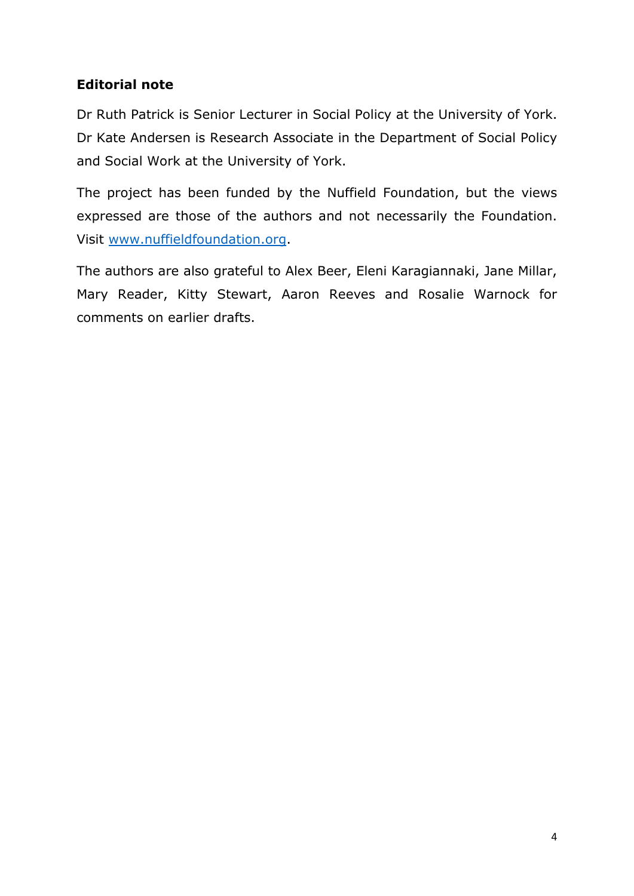**Editorial note**

Dr Ruth Patrick is Senior Lecturer in Social Policy at the University of York. Dr Kate Andersen is Research Associate in the Department of Social Policy and Social Work at the University of York.

The project has been funded by the Nuffield Foundation, but the views expressed are those of the authors and not necessarily the Foundation. Visit [www.nuffieldfoundation.org](http://www.nuffieldfoundation.org).

The authors are also grateful to Alex Beer, Eleni Karagiannaki, Jane Millar, Mary Reader, Kitty Stewart, Aaron Reeves and Rosalie Warnock for comments on earlier drafts.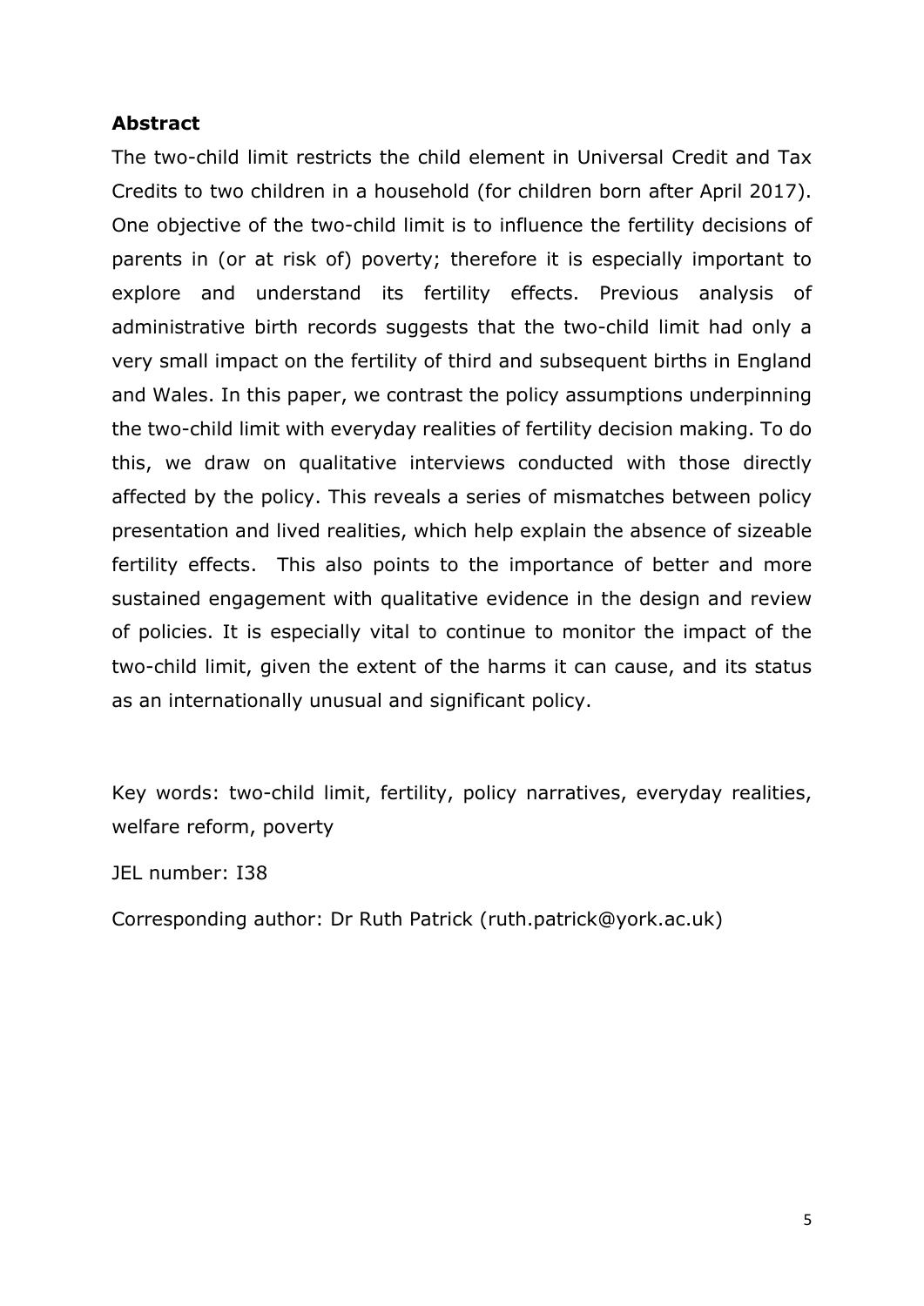## Abstract

The two-child limit restricts the child element in Universal Credit and Tax Credits to two children in a household (for children born after April 2017). One objective of the two-child limit is to influence the fertility decisions of parents in (or at risk of) poverty; therefore it is especially important to explore and understand its fertility effects. Previous analysis of administrative birth records suggests that the two-child limit had only a very small impact on the fertility of third and subsequent births in England and Wales. In this paper, we contrast the policy assumptions underpinning the two-child limit with everyday realities of fertility decision making. To do this, we draw on qualitative interviews conducted with those directly affected by the policy. This reveals a series of mismatches between policy presentation and lived realities, which help explain the absence of sizeable fertility effects. This also points to the importance of better and more sustained engagement with qualitative evidence in the design and review of policies. It is especially vital to continue to monitor the impact of the two-child limit, given the extent of the harms it can cause, and its status as an internationally unusual and significant policy.

Key words: two-child limit, fertility, policy narratives, everyday realities, welfare reform, poverty

JEL number: I38

Corresponding author: Dr Ruth Patrick (ruth.patrick@york.ac.uk)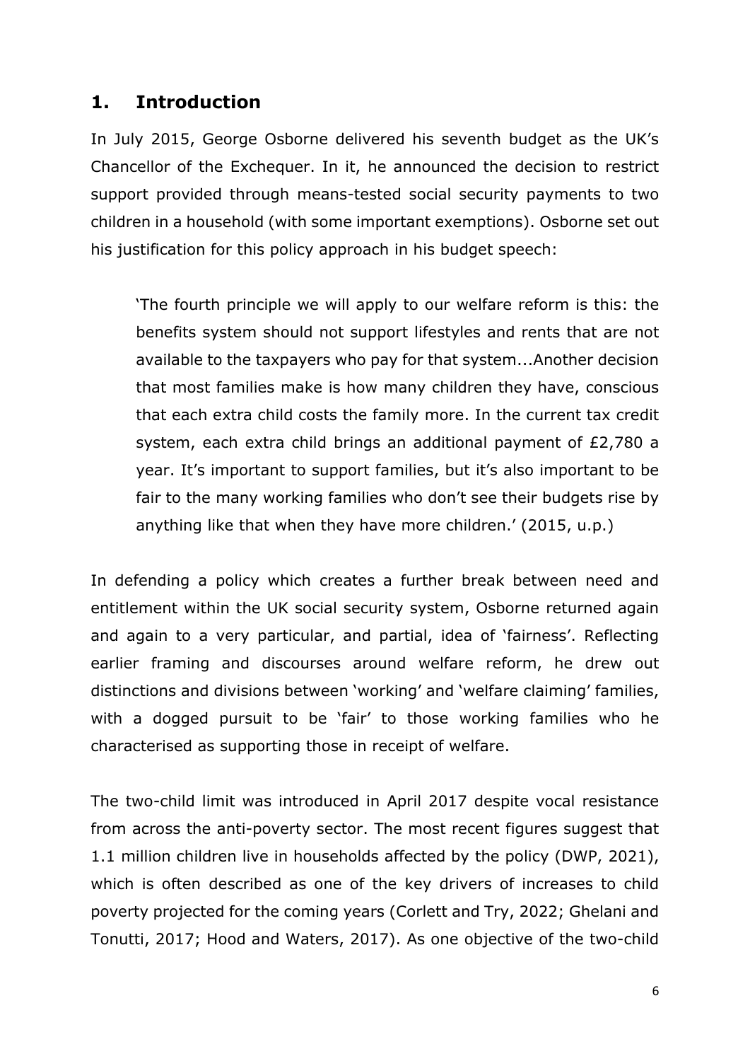## 1. Introduction

In July 2015, George Osborne delivered his seventh budget as the UK's Chancellor of the Exchequer. In it, he announced the decision to restrict support provided through means-tested social security payments to two children in a household (with some important exemptions). Osborne set out his justification for this policy approach in his budget speech:

> 'The fourth principle we will apply to our welfare reform is this: the benefits system should not support lifestyles and rents that are not available to the taxpayers who pay for that system...Another decision that most families make is how many children they have, conscious that each extra child costs the family more. In the current tax credit system, each extra child brings an additional payment of £2,780 a year. It's important to support families, but it's also important to be fair to the many working families who don't see their budgets rise by anything like that when they have more children.' (2015, u.p.)

In defending a policy which creates a further break between need and entitlement within the UK social security system, Osborne returned again and again to a very particular, and partial, idea of 'fairness'. Reflecting earlier framing and discourses around welfare reform, he drew out distinctions and divisions between 'working' and 'welfare claiming' families, with a dogged pursuit to be 'fair' to those working families who he characterised as supporting those in receipt of welfare.

The two-child limit was introduced in April 2017 despite vocal resistance from across the anti-poverty sector. The most recent figures suggest that 1.1 million children live in households affected by the policy (DWP, 2021), which is often described as one of the key drivers of increases to child poverty projected for the coming years (Corlett and Try, 2022; Ghelani and Tonutti, 2017; Hood and Waters, 2017). As one objective of the two-child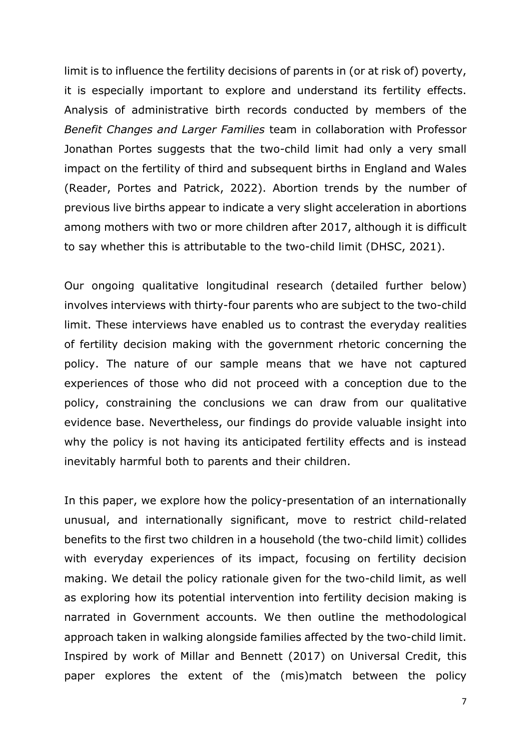limit is to influence the fertility decisions of parents in (or at risk of) poverty, it is especially important to explore and understand its fertility effects. Analysis of administrative birth records conducted by members of the *Benefit Changes and Larger Families* team in collaboration with Professor Jonathan Portes suggests that the two-child limit had only a very small impact on the fertility of third and subsequent births in England and Wales (Reader, Portes and Patrick, 2022). Abortion trends by the number of previous live births appear to indicate a very slight acceleration in abortions among mothers with two or more children after 2017, although it is difficult to say whether this is attributable to the two-child limit (DHSC, 2021).

Our ongoing qualitative longitudinal research (detailed further below) involves interviews with thirty-four parents who are subject to the two-child limit. These interviews have enabled us to contrast the everyday realities of fertility decision making with the government rhetoric concerning the policy. The nature of our sample means that we have not captured experiences of those who did not proceed with a conception due to the policy, constraining the conclusions we can draw from our qualitative evidence base. Nevertheless, our findings do provide valuable insight into why the policy is not having its anticipated fertility effects and is instead inevitably harmful both to parents and their children.

In this paper, we explore how the policy-presentation of an internationally unusual, and internationally significant, move to restrict child-related benefits to the first two children in a household (the two-child limit) collides with everyday experiences of its impact, focusing on fertility decision making. We detail the policy rationale given for the two-child limit, as well as exploring how its potential intervention into fertility decision making is narrated in Government accounts. We then outline the methodological approach taken in walking alongside families affected by the two-child limit. Inspired by work of Millar and Bennett (2017) on Universal Credit, this paper explores the extent of the (mis)match between the policy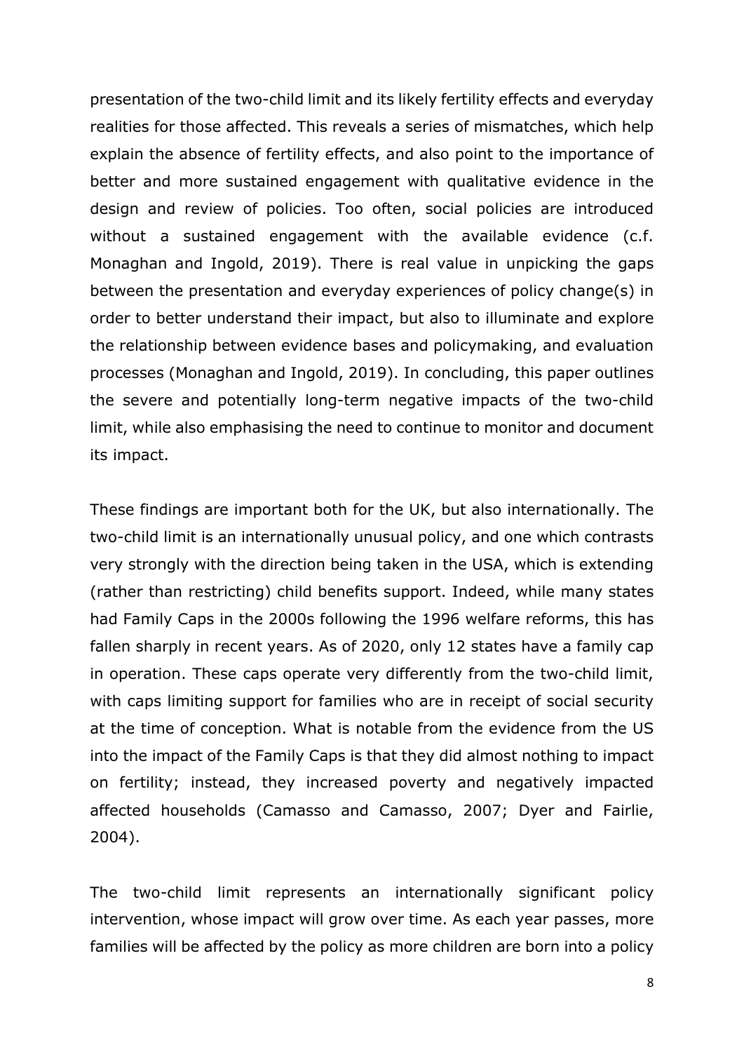presentation of the two-child limit and its likely fertility effects and everyday realities for those affected. This reveals a series of mismatches, which help explain the absence of fertility effects, and also point to the importance of better and more sustained engagement with qualitative evidence in the design and review of policies. Too often, social policies are introduced without a sustained engagement with the available evidence (c.f. Monaghan and Ingold, 2019). There is real value in unpicking the gaps between the presentation and everyday experiences of policy change(s) in order to better understand their impact, but also to illuminate and explore the relationship between evidence bases and policymaking, and evaluation processes (Monaghan and Ingold, 2019). In concluding, this paper outlines the severe and potentially long-term negative impacts of the two-child limit, while also emphasising the need to continue to monitor and document its impact.

These findings are important both for the UK, but also internationally. The two-child limit is an internationally unusual policy, and one which contrasts very strongly with the direction being taken in the USA, which is extending (rather than restricting) child benefits support. Indeed, while many states had Family Caps in the 2000s following the 1996 welfare reforms, this has fallen sharply in recent years. As of 2020, only 12 states have a family cap in operation. These caps operate very differently from the two-child limit, with caps limiting support for families who are in receipt of social security at the time of conception. What is notable from the evidence from the US into the impact of the Family Caps is that they did almost nothing to impact on fertility; instead, they increased poverty and negatively impacted affected households (Camasso and Camasso, 2007; Dyer and Fairlie, 2004).

The two-child limit represents an internationally significant policy intervention, whose impact will grow over time. As each year passes, more families will be affected by the policy as more children are born into a policy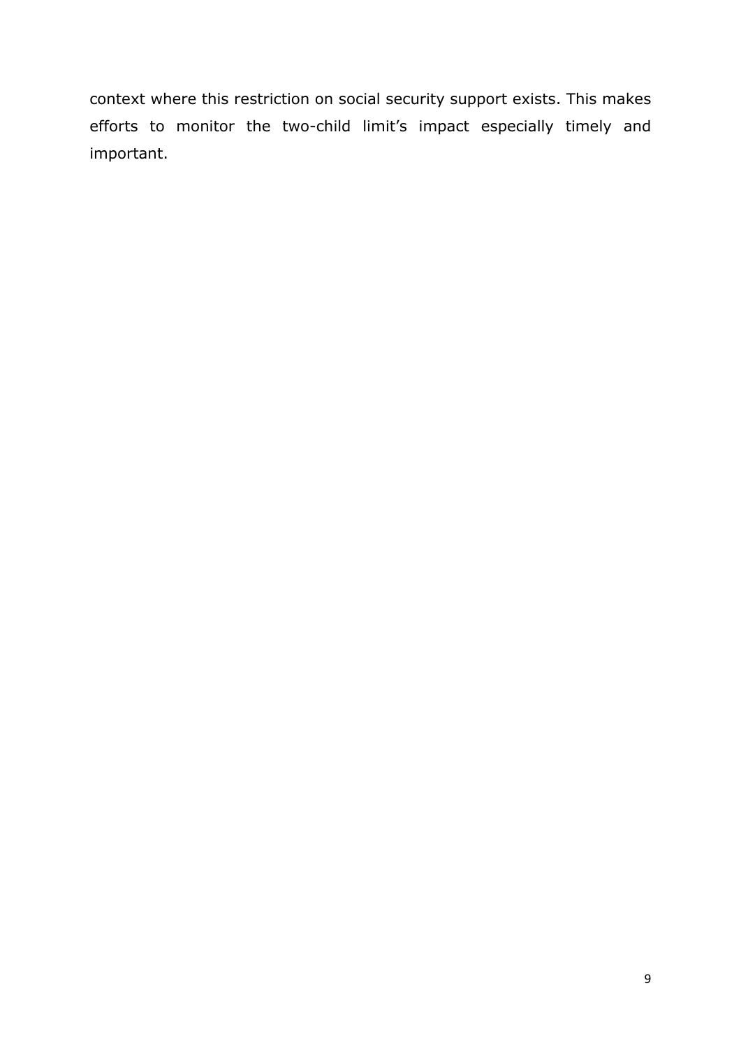context where this restriction on social security support exists. This makes efforts to monitor the two-child limit’s impact especially timely and important.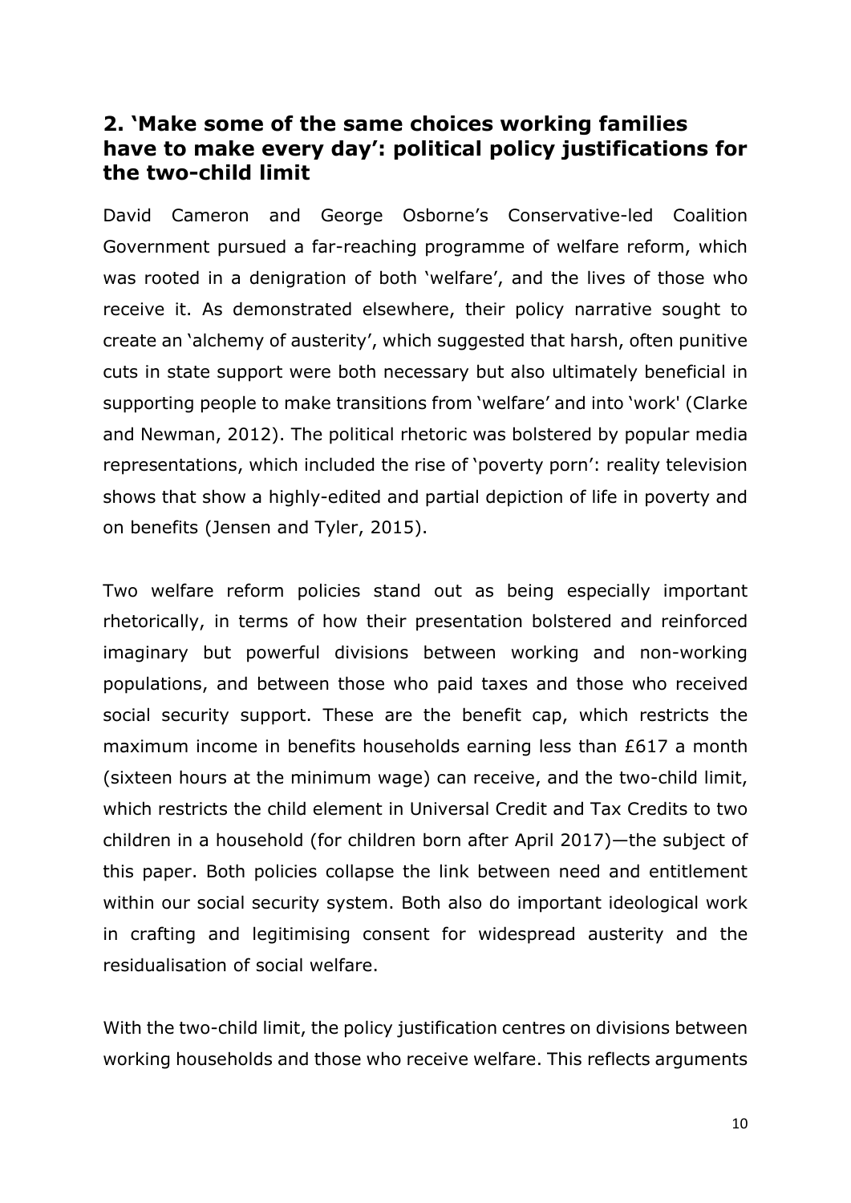## 2. 'Make some of the same choices working families have to make every day': political policy justifications for the two-child limit

David Cameron and George Osborne's Conservative-led Coalition Government pursued a far-reaching programme of welfare reform, which was rooted in a denigration of both 'welfare', and the lives of those who receive it. As demonstrated elsewhere, their policy narrative sought to create an 'alchemy of austerity', which suggested that harsh, often punitive cuts in state support were both necessary but also ultimately beneficial in supporting people to make transitions from 'welfare' and into 'work' (Clarke and Newman, 2012). The political rhetoric was bolstered by popular media representations, which included the rise of 'poverty porn': reality television shows that show a highly-edited and partial depiction of life in poverty and on benefits (Jensen and Tyler, 2015).

Two welfare reform policies stand out as being especially important rhetorically, in terms of how their presentation bolstered and reinforced imaginary but powerful divisions between working and non-working populations, and between those who paid taxes and those who received social security support. These are the benefit cap, which restricts the maximum income in benefits households earning less than £617 a month (sixteen hours at the minimum wage) can receive, and the two-child limit, which restricts the child element in Universal Credit and Tax Credits to two children in a household (for children born after April 2017)—the subject of this paper. Both policies collapse the link between need and entitlement within our social security system. Both also do important ideological work in crafting and legitimising consent for widespread austerity and the residualisation of social welfare.

With the two-child limit, the policy justification centres on divisions between working households and those who receive welfare. This reflects arguments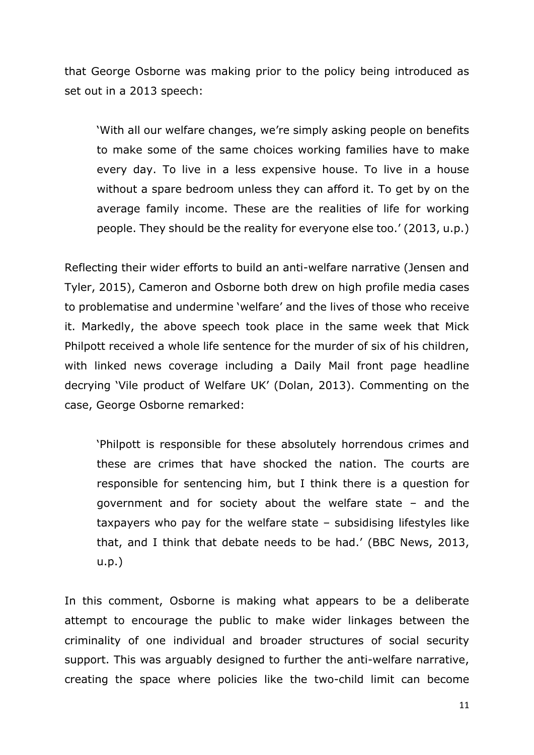that George Osborne was making prior to the policy being introduced as set out in a 2013 speech:

> 'With all our welfare changes, we're simply asking people on benefits to make some of the same choices working families have to make every day. To live in a less expensive house. To live in a house without a spare bedroom unless they can afford it. To get by on the average family income. These are the realities of life for working people. They should be the reality for everyone else too.' (2013, u.p.)

Reflecting their wider efforts to build an anti-welfare narrative (Jensen and Tyler, 2015), Cameron and Osborne both drew on high profile media cases to problematise and undermine 'welfare' and the lives of those who receive it. Markedly, the above speech took place in the same week that Mick Philpott received a whole life sentence for the murder of six of his children, with linked news coverage including a Daily Mail front page headline decrying 'Vile product of Welfare UK' (Dolan, 2013). Commenting on the case, George Osborne remarked:

> 'Philpott is responsible for these absolutely horrendous crimes and these are crimes that have shocked the nation. The courts are responsible for sentencing him, but I think there is a question for government and for society about the welfare state – and the taxpayers who pay for the welfare state – subsidising lifestyles like that, and I think that debate needs to be had.' (BBC News, 2013, u.p.)

In this comment, Osborne is making what appears to be a deliberate attempt to encourage the public to make wider linkages between the criminality of one individual and broader structures of social security support. This was arguably designed to further the anti-welfare narrative, creating the space where policies like the two-child limit can become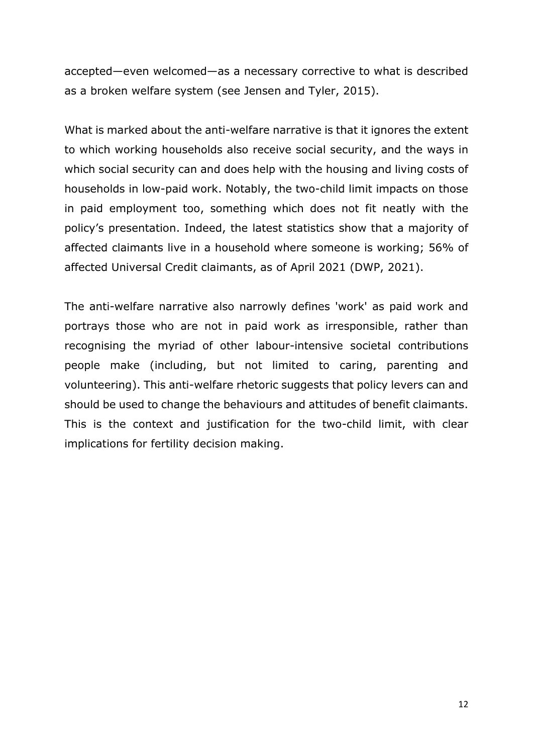accepted—even welcomed—as a necessary corrective to what is described as a broken welfare system (see Jensen and Tyler, 2015).

What is marked about the anti-welfare narrative is that it ignores the extent to which working households also receive social security, and the ways in which social security can and does help with the housing and living costs of households in low-paid work. Notably, the two-child limit impacts on those in paid employment too, something which does not fit neatly with the policy's presentation. Indeed, the latest statistics show that a majority of affected claimants live in a household where someone is working; 56% of affected Universal Credit claimants, as of April 2021 (DWP, 2021).

The anti-welfare narrative also narrowly defines 'work' as paid work and portrays those who are not in paid work as irresponsible, rather than recognising the myriad of other labour-intensive societal contributions people make (including, but not limited to caring, parenting and volunteering). This anti-welfare rhetoric suggests that policy levers can and should be used to change the behaviours and attitudes of benefit claimants. This is the context and justification for the two-child limit, with clear implications for fertility decision making.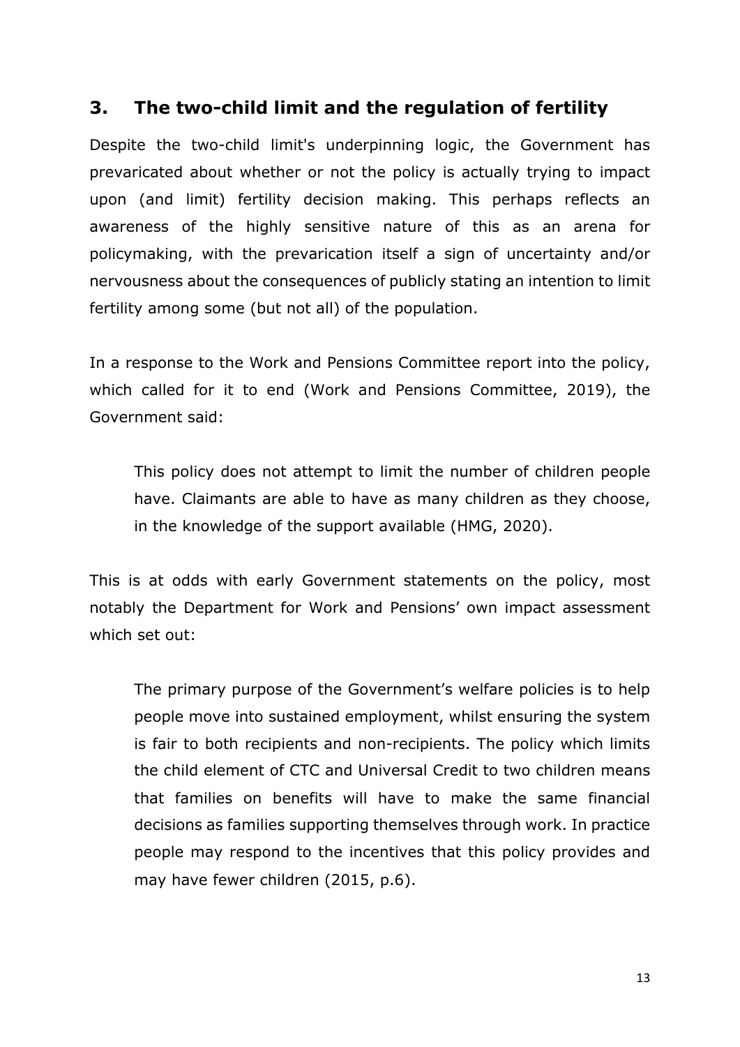## 3. The two-child limit and the regulation of fertility

Despite the two-child limit's underpinning logic, the Government has prevaricated about whether or not the policy is actually trying to impact upon (and limit) fertility decision making. This perhaps reflects an awareness of the highly sensitive nature of this as an arena for policymaking, with the prevarication itself a sign of uncertainty and/or nervousness about the consequences of publicly stating an intention to limit fertility among some (but not all) of the population.

In a response to the Work and Pensions Committee report into the policy, which called for it to end (Work and Pensions Committee, 2019), the Government said:

> This policy does not attempt to limit the number of children people have. Claimants are able to have as many children as they choose, in the knowledge of the support available (HMG, 2020).

This is at odds with early Government statements on the policy, most notably the Department for Work and Pensions' own impact assessment which set out:

> The primary purpose of the Government's welfare policies is to help people move into sustained employment, whilst ensuring the system is fair to both recipients and non-recipients. The policy which limits the child element of CTC and Universal Credit to two children means that families on benefits will have to make the same financial decisions as families supporting themselves through work. In practice people may respond to the incentives that this policy provides and may have fewer children (2015, p.6).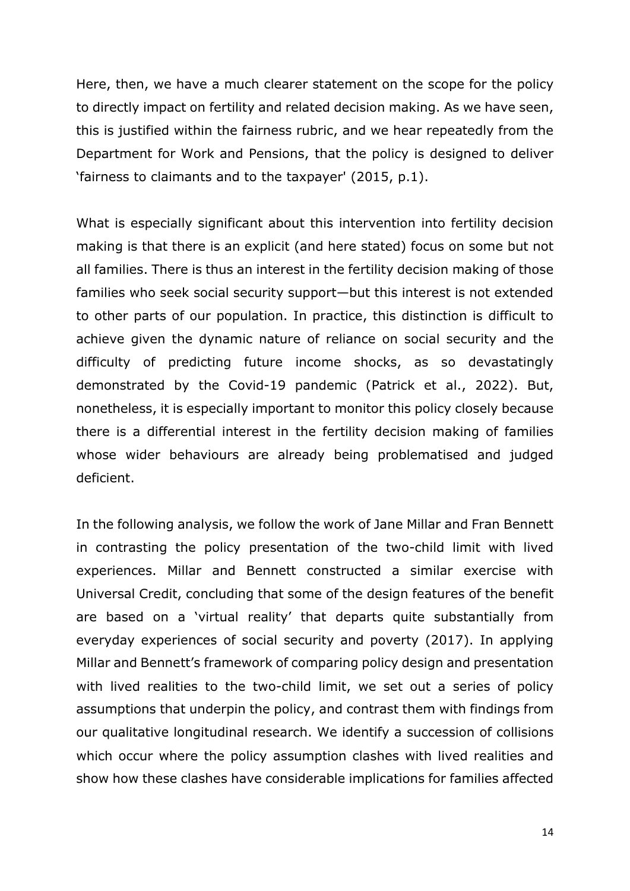Here, then, we have a much clearer statement on the scope for the policy to directly impact on fertility and related decision making. As we have seen, this is justified within the fairness rubric, and we hear repeatedly from the Department for Work and Pensions, that the policy is designed to deliver 'fairness to claimants and to the taxpayer' (2015, p.1).

What is especially significant about this intervention into fertility decision making is that there is an explicit (and here stated) focus on some but not all families. There is thus an interest in the fertility decision making of those families who seek social security support—but this interest is not extended to other parts of our population. In practice, this distinction is difficult to achieve given the dynamic nature of reliance on social security and the difficulty of predicting future income shocks, as so devastatingly demonstrated by the Covid-19 pandemic (Patrick et al., 2022). But, nonetheless, it is especially important to monitor this policy closely because there is a differential interest in the fertility decision making of families whose wider behaviours are already being problematised and judged deficient.

In the following analysis, we follow the work of Jane Millar and Fran Bennett in contrasting the policy presentation of the two-child limit with lived experiences. Millar and Bennett constructed a similar exercise with Universal Credit, concluding that some of the design features of the benefit are based on a 'virtual reality' that departs quite substantially from everyday experiences of social security and poverty (2017). In applying Millar and Bennett's framework of comparing policy design and presentation with lived realities to the two-child limit, we set out a series of policy assumptions that underpin the policy, and contrast them with findings from our qualitative longitudinal research. We identify a succession of collisions which occur where the policy assumption clashes with lived realities and show how these clashes have considerable implications for families affected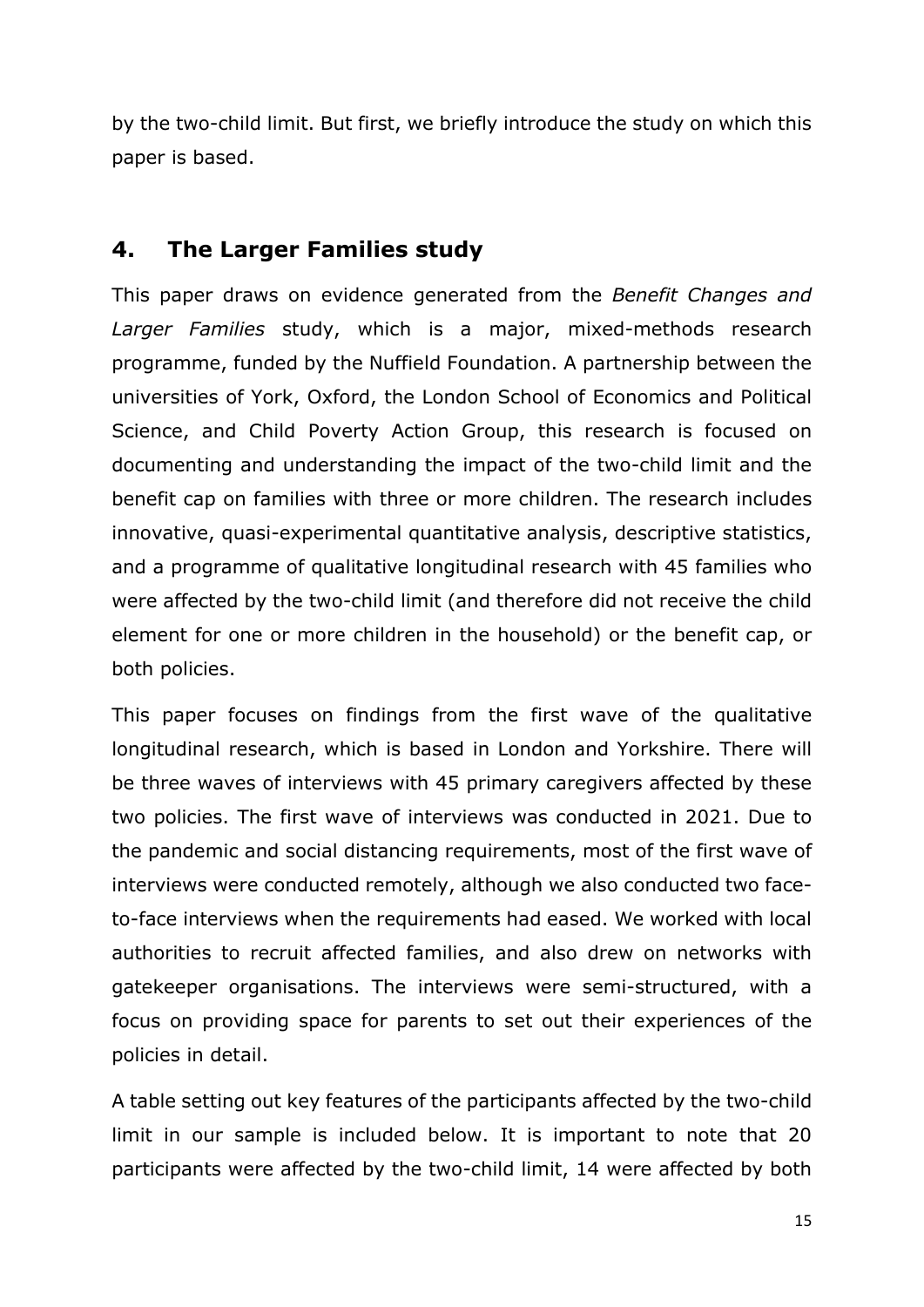by the two-child limit. But first, we briefly introduce the study on which this paper is based.

## 4. The Larger Families study

This paper draws on evidence generated from the *Benefit Changes and Larger Families* study, which is a major, mixed-methods research programme, funded by the Nuffield Foundation. A partnership between the universities of York, Oxford, the London School of Economics and Political Science, and Child Poverty Action Group, this research is focused on documenting and understanding the impact of the two-child limit and the benefit cap on families with three or more children. The research includes innovative, quasi-experimental quantitative analysis, descriptive statistics, and a programme of qualitative longitudinal research with 45 families who were affected by the two-child limit (and therefore did not receive the child element for one or more children in the household) or the benefit cap, or both policies.

This paper focuses on findings from the first wave of the qualitative longitudinal research, which is based in London and Yorkshire. There will be three waves of interviews with 45 primary caregivers affected by these two policies. The first wave of interviews was conducted in 2021. Due to the pandemic and social distancing requirements, most of the first wave of interviews were conducted remotely, although we also conducted two face-to-face interviews when the requirements had eased. We worked with local authorities to recruit affected families, and also drew on networks with gatekeeper organisations. The interviews were semi-structured, with a focus on providing space for parents to set out their experiences of the policies in detail.

A table setting out key features of the participants affected by the two-child limit in our sample is included below. It is important to note that 20 participants were affected by the two-child limit, 14 were affected by both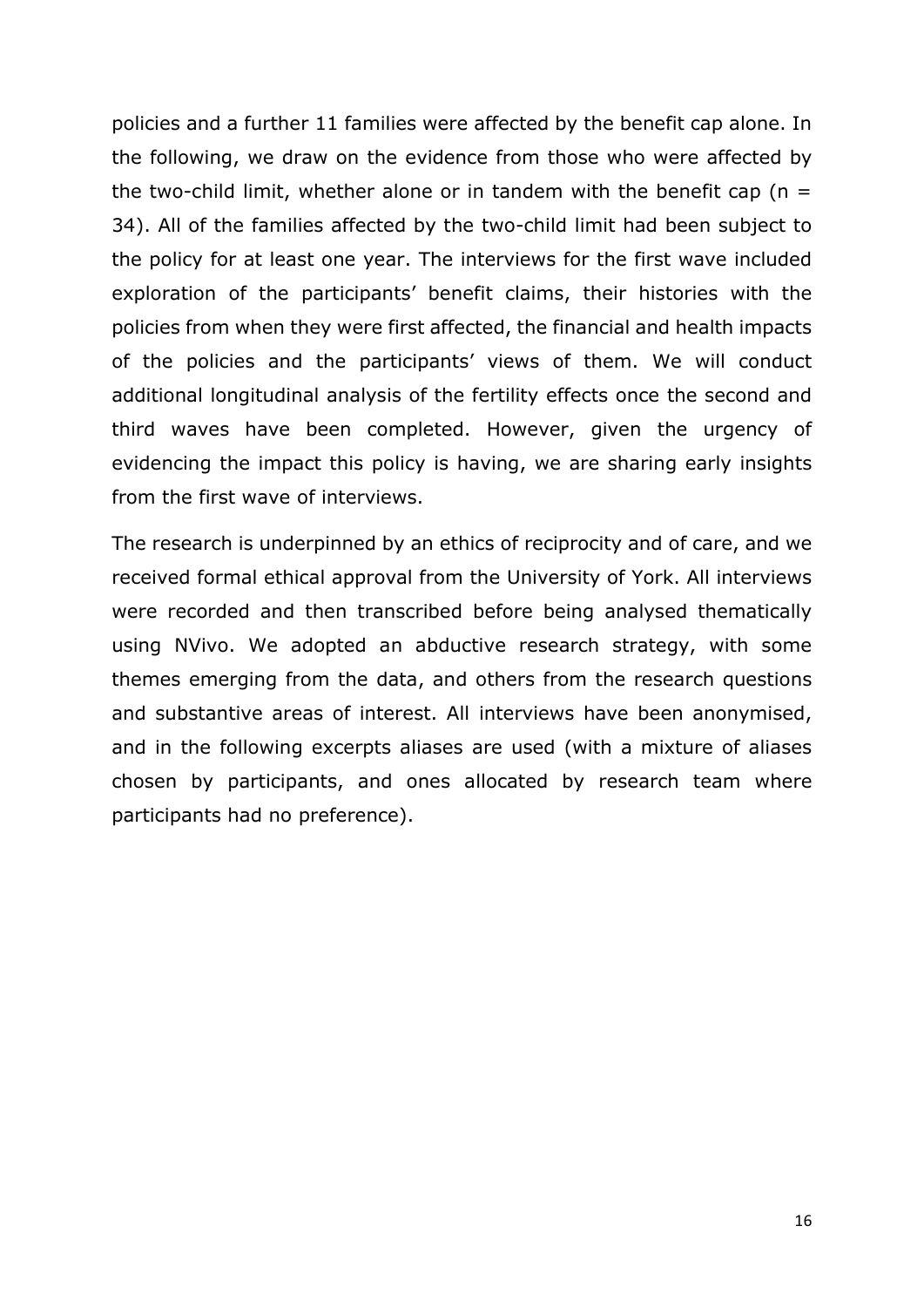policies and a further 11 families were affected by the benefit cap alone. In the following, we draw on the evidence from those who were affected by the two-child limit, whether alone or in tandem with the benefit cap ($n = 34$). All of the families affected by the two-child limit had been subject to the policy for at least one year. The interviews for the first wave included exploration of the participants' benefit claims, their histories with the policies from when they were first affected, the financial and health impacts of the policies and the participants' views of them. We will conduct additional longitudinal analysis of the fertility effects once the second and third waves have been completed. However, given the urgency of evidencing the impact this policy is having, we are sharing early insights from the first wave of interviews.

The research is underpinned by an ethics of reciprocity and of care, and we received formal ethical approval from the University of York. All interviews were recorded and then transcribed before being analysed thematically using NVivo. We adopted an abductive research strategy, with some themes emerging from the data, and others from the research questions and substantive areas of interest. All interviews have been anonymised, and in the following excerpts aliases are used (with a mixture of aliases chosen by participants, and ones allocated by research team where participants had no preference).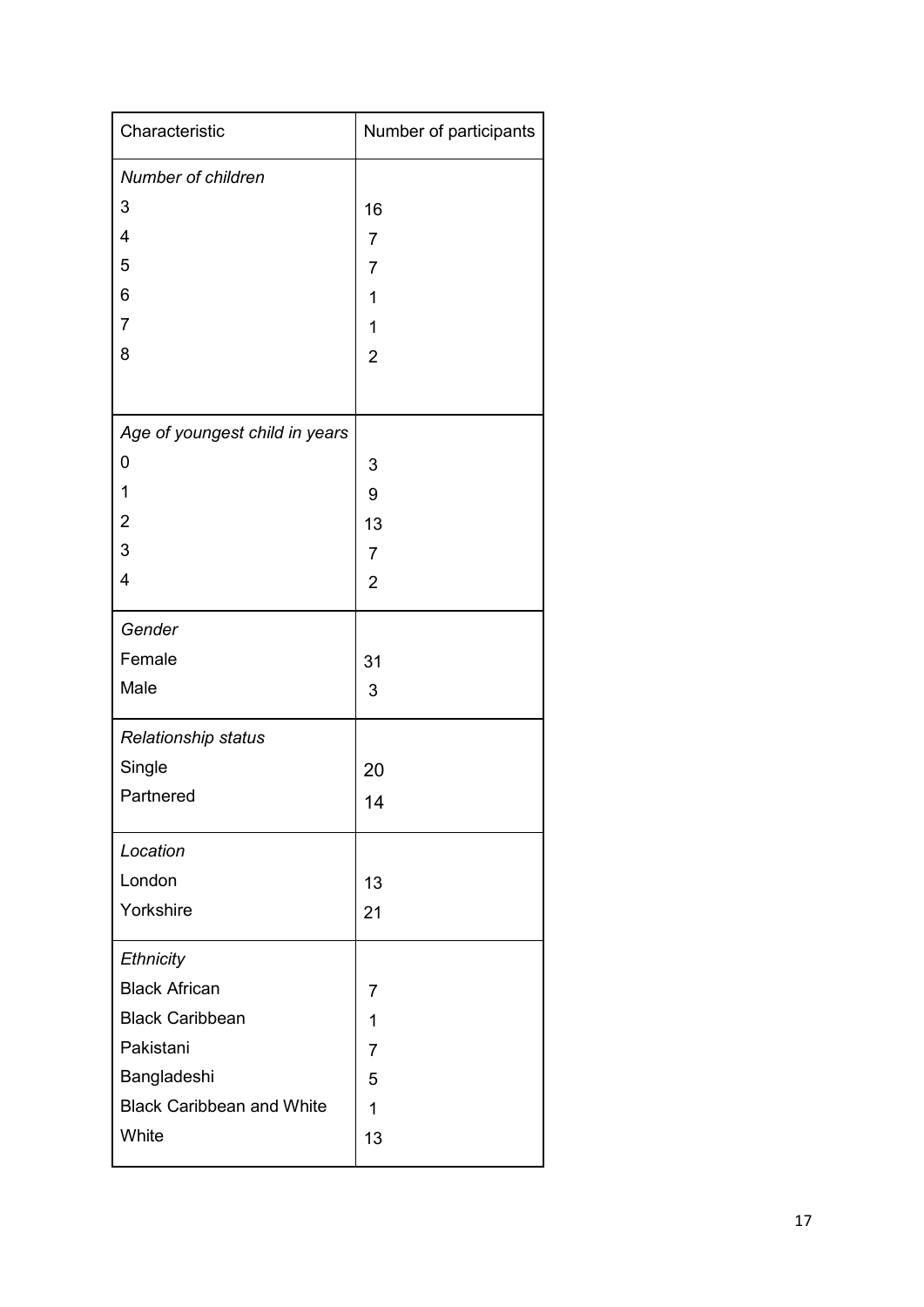| Characteristic | Number of participants |
|---|---|
| *Number of children* | |
| 3 | 16 |
| 4 | 7 |
| 5 | 7 |
| 6 | 1 |
| 7 | 1 |
| 8 | 2 |
| *Age of youngest child in years* | |
| 0 | 3 |
| 1 | 9 |
| 2 | 13 |
| 3 | 7 |
| 4 | 2 |
| *Gender* | |
| Female | 31 |
| Male | 3 |
| *Relationship status* | |
| Single | 20 |
| Partnered | 14 |
| *Location* | |
| London | 13 |
| Yorkshire | 21 |
| *Ethnicity* | |
| Black African | 7 |
| Black Caribbean | 1 |
| Pakistani | 7 |
| Bangladeshi | 5 |
| Black Caribbean and White | 1 |
| White | 13 |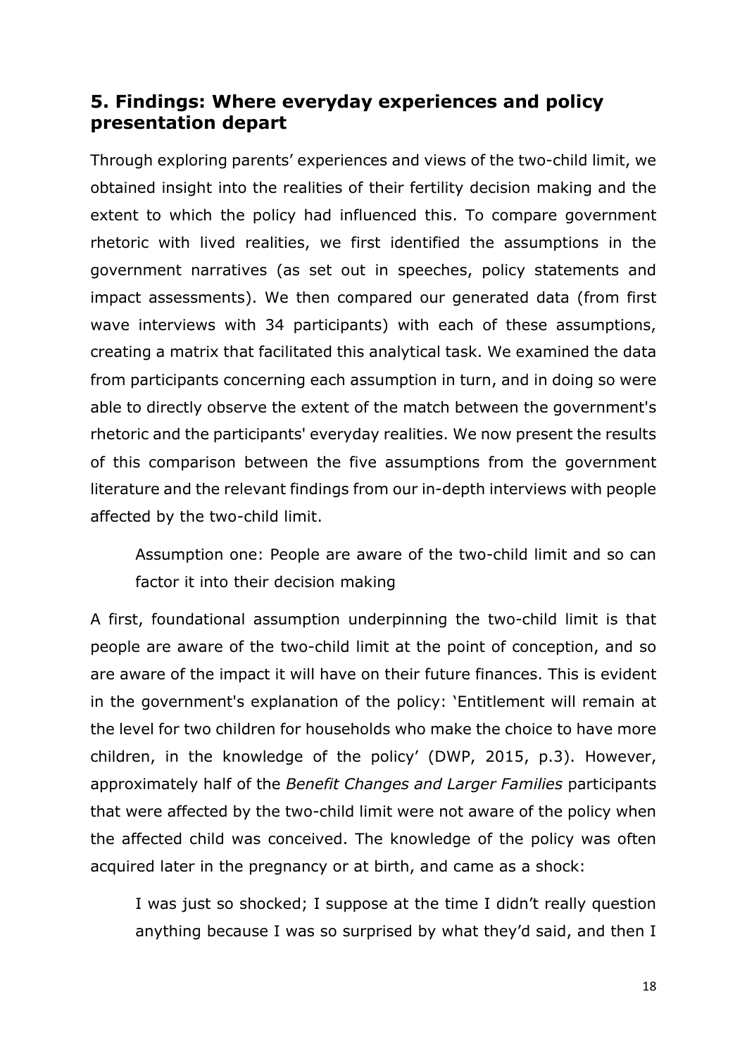## 5. Findings: Where everyday experiences and policy presentation depart

Through exploring parents' experiences and views of the two-child limit, we obtained insight into the realities of their fertility decision making and the extent to which the policy had influenced this. To compare government rhetoric with lived realities, we first identified the assumptions in the government narratives (as set out in speeches, policy statements and impact assessments). We then compared our generated data (from first wave interviews with 34 participants) with each of these assumptions, creating a matrix that facilitated this analytical task. We examined the data from participants concerning each assumption in turn, and in doing so were able to directly observe the extent of the match between the government's rhetoric and the participants' everyday realities. We now present the results of this comparison between the five assumptions from the government literature and the relevant findings from our in-depth interviews with people affected by the two-child limit.

> Assumption one: People are aware of the two-child limit and so can factor it into their decision making

A first, foundational assumption underpinning the two-child limit is that people are aware of the two-child limit at the point of conception, and so are aware of the impact it will have on their future finances. This is evident in the government's explanation of the policy: 'Entitlement will remain at the level for two children for households who make the choice to have more children, in the knowledge of the policy' (DWP, 2015, p.3). However, approximately half of the *Benefit Changes and Larger Families* participants that were affected by the two-child limit were not aware of the policy when the affected child was conceived. The knowledge of the policy was often acquired later in the pregnancy or at birth, and came as a shock:

> I was just so shocked; I suppose at the time I didn't really question anything because I was so surprised by what they'd said, and then I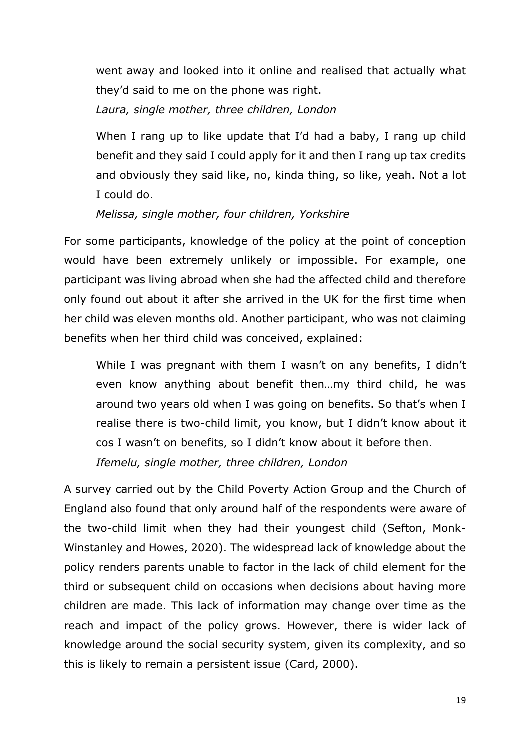went away and looked into it online and realised that actually what they'd said to me on the phone was right.

*Laura, single mother, three children, London*

When I rang up to like update that I'd had a baby, I rang up child benefit and they said I could apply for it and then I rang up tax credits and obviously they said like, no, kinda thing, so like, yeah. Not a lot I could do.

*Melissa, single mother, four children, Yorkshire*

For some participants, knowledge of the policy at the point of conception would have been extremely unlikely or impossible. For example, one participant was living abroad when she had the affected child and therefore only found out about it after she arrived in the UK for the first time when her child was eleven months old. Another participant, who was not claiming benefits when her third child was conceived, explained:

While I was pregnant with them I wasn't on any benefits, I didn't even know anything about benefit then…my third child, he was around two years old when I was going on benefits. So that's when I realise there is two-child limit, you know, but I didn't know about it cos I wasn't on benefits, so I didn't know about it before then.

*Ifemelu, single mother, three children, London*

A survey carried out by the Child Poverty Action Group and the Church of England also found that only around half of the respondents were aware of the two-child limit when they had their youngest child (Sefton, Monk-Winstanley and Howes, 2020). The widespread lack of knowledge about the policy renders parents unable to factor in the lack of child element for the third or subsequent child on occasions when decisions about having more children are made. This lack of information may change over time as the reach and impact of the policy grows. However, there is wider lack of knowledge around the social security system, given its complexity, and so this is likely to remain a persistent issue (Card, 2000).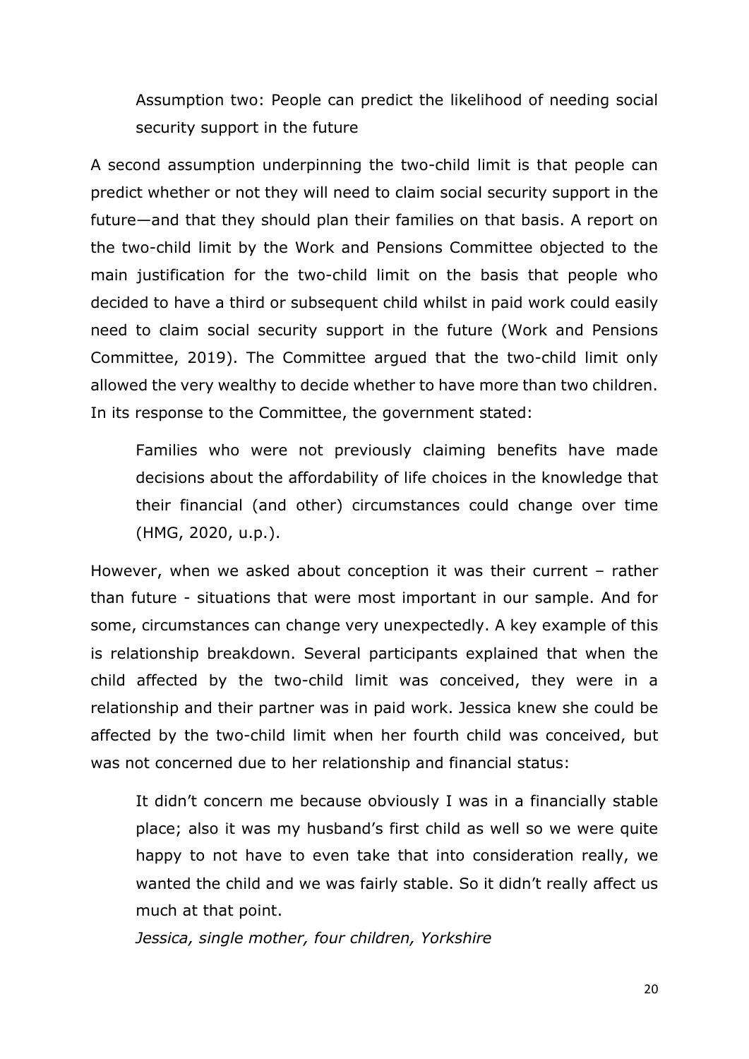### Assumption two: People can predict the likelihood of needing social security support in the future

A second assumption underpinning the two-child limit is that people can predict whether or not they will need to claim social security support in the future—and that they should plan their families on that basis. A report on the two-child limit by the Work and Pensions Committee objected to the main justification for the two-child limit on the basis that people who decided to have a third or subsequent child whilst in paid work could easily need to claim social security support in the future (Work and Pensions Committee, 2019). The Committee argued that the two-child limit only allowed the very wealthy to decide whether to have more than two children. In its response to the Committee, the government stated:

> Families who were not previously claiming benefits have made decisions about the affordability of life choices in the knowledge that their financial (and other) circumstances could change over time (HMG, 2020, u.p.).

However, when we asked about conception it was their current – rather than future - situations that were most important in our sample. And for some, circumstances can change very unexpectedly. A key example of this is relationship breakdown. Several participants explained that when the child affected by the two-child limit was conceived, they were in a relationship and their partner was in paid work. Jessica knew she could be affected by the two-child limit when her fourth child was conceived, but was not concerned due to her relationship and financial status:

> It didn't concern me because obviously I was in a financially stable place; also it was my husband's first child as well so we were quite happy to not have to even take that into consideration really, we wanted the child and we was fairly stable. So it didn't really affect us much at that point.
>
> *Jessica, single mother, four children, Yorkshire*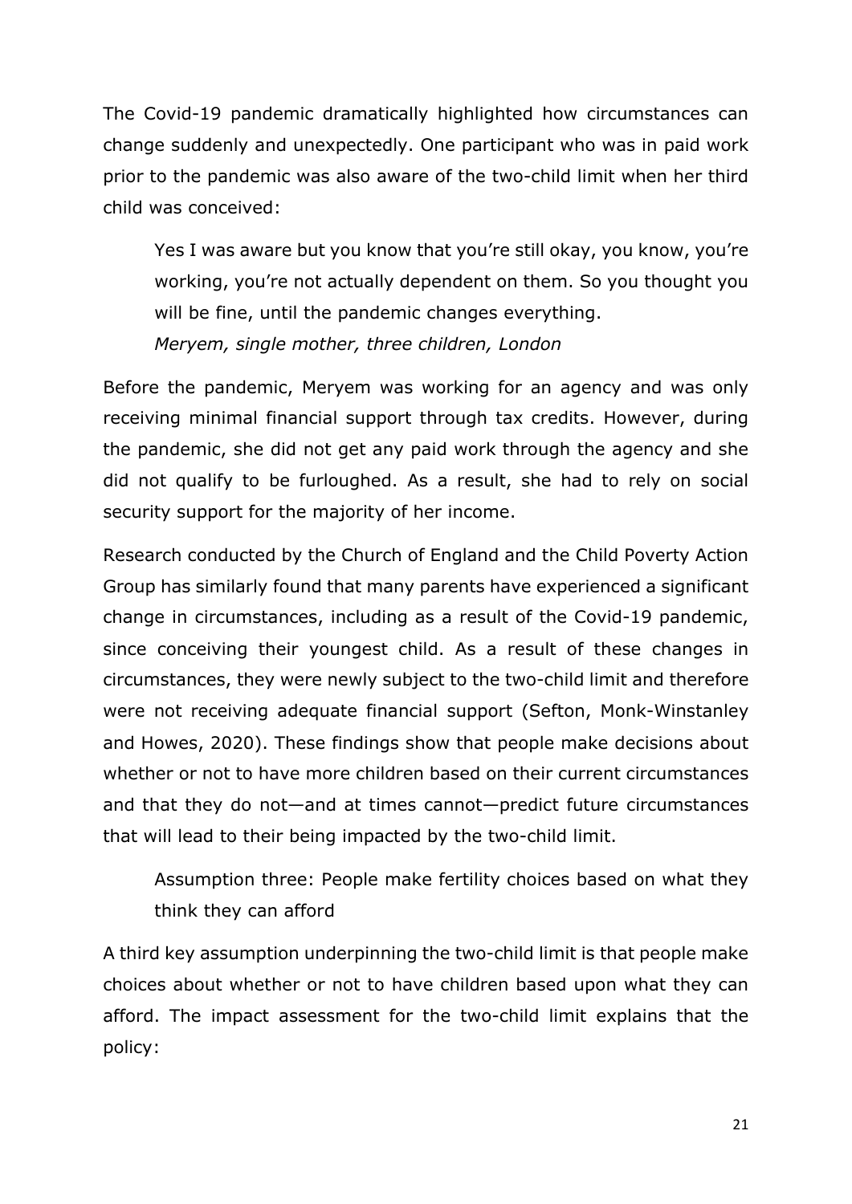The Covid-19 pandemic dramatically highlighted how circumstances can change suddenly and unexpectedly. One participant who was in paid work prior to the pandemic was also aware of the two-child limit when her third child was conceived:

> Yes I was aware but you know that you're still okay, you know, you're working, you're not actually dependent on them. So you thought you will be fine, until the pandemic changes everything.
> *Meryem, single mother, three children, London*

Before the pandemic, Meryem was working for an agency and was only receiving minimal financial support through tax credits. However, during the pandemic, she did not get any paid work through the agency and she did not qualify to be furloughed. As a result, she had to rely on social security support for the majority of her income.

Research conducted by the Church of England and the Child Poverty Action Group has similarly found that many parents have experienced a significant change in circumstances, including as a result of the Covid-19 pandemic, since conceiving their youngest child. As a result of these changes in circumstances, they were newly subject to the two-child limit and therefore were not receiving adequate financial support (Sefton, Monk-Winstanley and Howes, 2020). These findings show that people make decisions about whether or not to have more children based on their current circumstances and that they do not—and at times cannot—predict future circumstances that will lead to their being impacted by the two-child limit.

### Assumption three: People make fertility choices based on what they think they can afford

A third key assumption underpinning the two-child limit is that people make choices about whether or not to have children based upon what they can afford. The impact assessment for the two-child limit explains that the policy: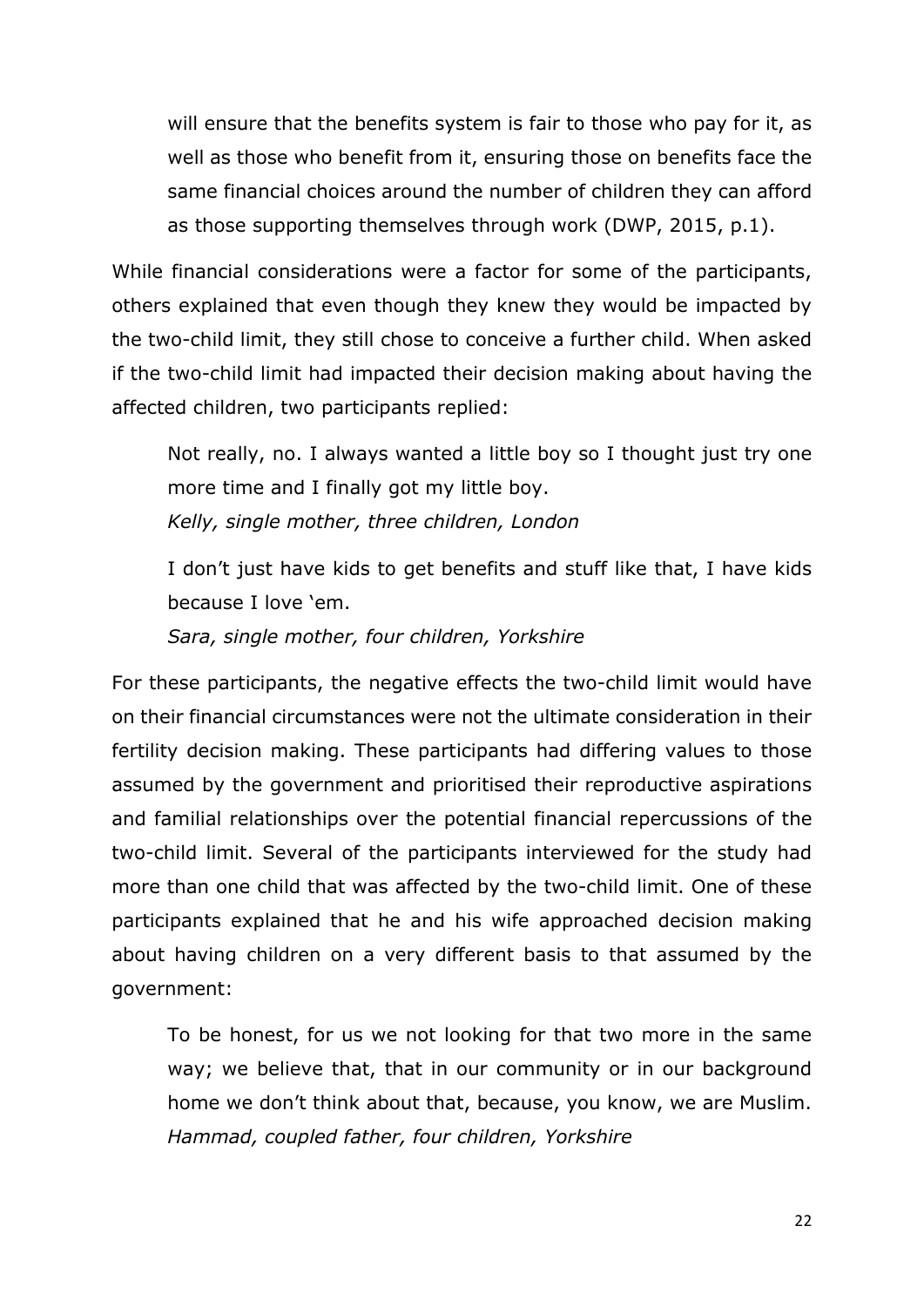> will ensure that the benefits system is fair to those who pay for it, as well as those who benefit from it, ensuring those on benefits face the same financial choices around the number of children they can afford as those supporting themselves through work (DWP, 2015, p.1).

While financial considerations were a factor for some of the participants, others explained that even though they knew they would be impacted by the two-child limit, they still chose to conceive a further child. When asked if the two-child limit had impacted their decision making about having the affected children, two participants replied:

> Not really, no. I always wanted a little boy so I thought just try one more time and I finally got my little boy.
> *Kelly, single mother, three children, London*

> I don't just have kids to get benefits and stuff like that, I have kids because I love 'em.
> *Sara, single mother, four children, Yorkshire*

For these participants, the negative effects the two-child limit would have on their financial circumstances were not the ultimate consideration in their fertility decision making. These participants had differing values to those assumed by the government and prioritised their reproductive aspirations and familial relationships over the potential financial repercussions of the two-child limit. Several of the participants interviewed for the study had more than one child that was affected by the two-child limit. One of these participants explained that he and his wife approached decision making about having children on a very different basis to that assumed by the government:

> To be honest, for us we not looking for that two more in the same way; we believe that, that in our community or in our background home we don't think about that, because, you know, we are Muslim.
> *Hammad, coupled father, four children, Yorkshire*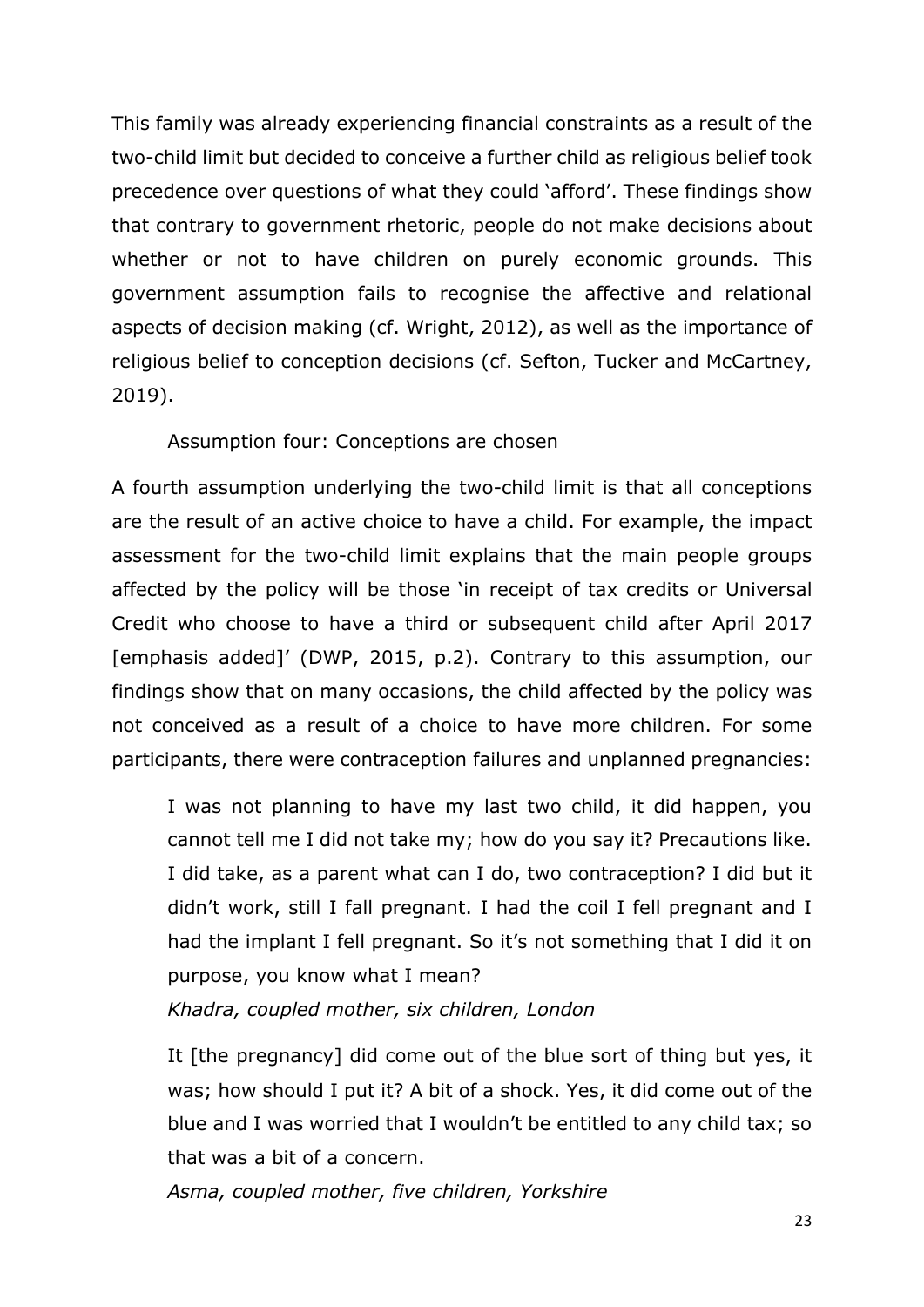This family was already experiencing financial constraints as a result of the two-child limit but decided to conceive a further child as religious belief took precedence over questions of what they could 'afford'. These findings show that contrary to government rhetoric, people do not make decisions about whether or not to have children on purely economic grounds. This government assumption fails to recognise the affective and relational aspects of decision making (cf. Wright, 2012), as well as the importance of religious belief to conception decisions (cf. Sefton, Tucker and McCartney, 2019).

### Assumption four: Conceptions are chosen

A fourth assumption underlying the two-child limit is that all conceptions are the result of an active choice to have a child. For example, the impact assessment for the two-child limit explains that the main people groups affected by the policy will be those 'in receipt of tax credits or Universal Credit who choose to have a third or subsequent child after April 2017 [emphasis added]' (DWP, 2015, p.2). Contrary to this assumption, our findings show that on many occasions, the child affected by the policy was not conceived as a result of a choice to have more children. For some participants, there were contraception failures and unplanned pregnancies:

> I was not planning to have my last two child, it did happen, you cannot tell me I did not take my; how do you say it? Precautions like. I did take, as a parent what can I do, two contraception? I did but it didn't work, still I fall pregnant. I had the coil I fell pregnant and I had the implant I fell pregnant. So it's not something that I did it on purpose, you know what I mean?
>
> *Khadra, coupled mother, six children, London*

> It [the pregnancy] did come out of the blue sort of thing but yes, it was; how should I put it? A bit of a shock. Yes, it did come out of the blue and I was worried that I wouldn't be entitled to any child tax; so that was a bit of a concern.
>
> *Asma, coupled mother, five children, Yorkshire*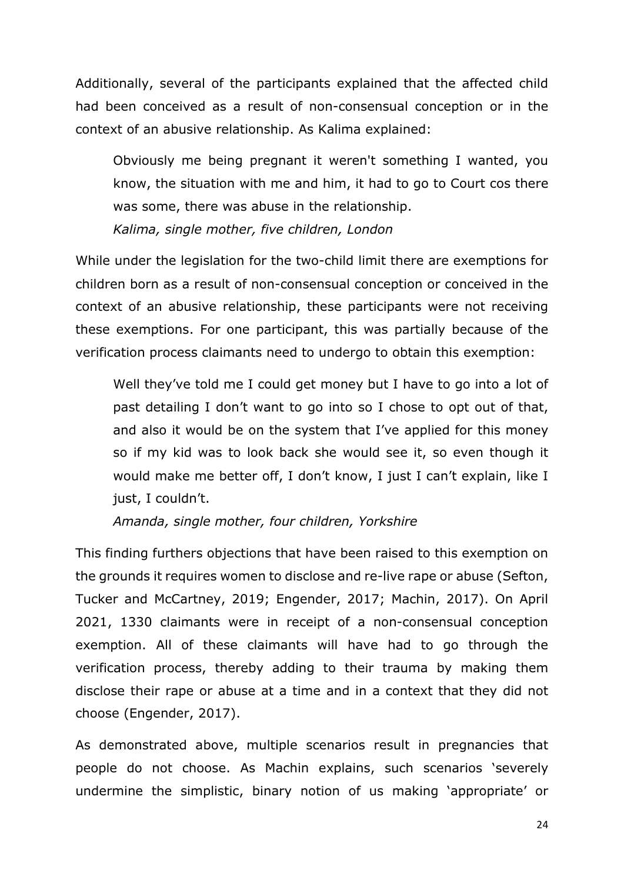Additionally, several of the participants explained that the affected child had been conceived as a result of non-consensual conception or in the context of an abusive relationship. As Kalima explained:

> Obviously me being pregnant it weren't something I wanted, you know, the situation with me and him, it had to go to Court cos there was some, there was abuse in the relationship.
> *Kalima, single mother, five children, London*

While under the legislation for the two-child limit there are exemptions for children born as a result of non-consensual conception or conceived in the context of an abusive relationship, these participants were not receiving these exemptions. For one participant, this was partially because of the verification process claimants need to undergo to obtain this exemption:

> Well they've told me I could get money but I have to go into a lot of past detailing I don't want to go into so I chose to opt out of that, and also it would be on the system that I've applied for this money so if my kid was to look back she would see it, so even though it would make me better off, I don't know, I just I can't explain, like I just, I couldn't.
> *Amanda, single mother, four children, Yorkshire*

This finding furthers objections that have been raised to this exemption on the grounds it requires women to disclose and re-live rape or abuse (Sefton, Tucker and McCartney, 2019; Engender, 2017; Machin, 2017). On April 2021, 1330 claimants were in receipt of a non-consensual conception exemption. All of these claimants will have had to go through the verification process, thereby adding to their trauma by making them disclose their rape or abuse at a time and in a context that they did not choose (Engender, 2017).

As demonstrated above, multiple scenarios result in pregnancies that people do not choose. As Machin explains, such scenarios 'severely undermine the simplistic, binary notion of us making 'appropriate' or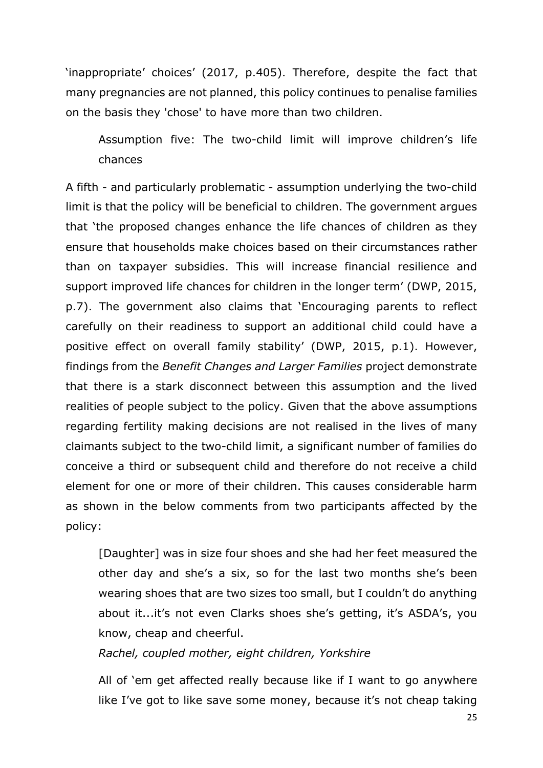'inappropriate' choices' (2017, p.405). Therefore, despite the fact that many pregnancies are not planned, this policy continues to penalise families on the basis they 'chose' to have more than two children.

### Assumption five: The two-child limit will improve children's life chances

A fifth - and particularly problematic - assumption underlying the two-child limit is that the policy will be beneficial to children. The government argues that 'the proposed changes enhance the life chances of children as they ensure that households make choices based on their circumstances rather than on taxpayer subsidies. This will increase financial resilience and support improved life chances for children in the longer term' (DWP, 2015, p.7). The government also claims that 'Encouraging parents to reflect carefully on their readiness to support an additional child could have a positive effect on overall family stability' (DWP, 2015, p.1). However, findings from the *Benefit Changes and Larger Families* project demonstrate that there is a stark disconnect between this assumption and the lived realities of people subject to the policy. Given that the above assumptions regarding fertility making decisions are not realised in the lives of many claimants subject to the two-child limit, a significant number of families do conceive a third or subsequent child and therefore do not receive a child element for one or more of their children. This causes considerable harm as shown in the below comments from two participants affected by the policy:

> [Daughter] was in size four shoes and she had her feet measured the other day and she's a six, so for the last two months she's been wearing shoes that are two sizes too small, but I couldn't do anything about it...it's not even Clarks shoes she's getting, it's ASDA's, you know, cheap and cheerful.
>
> *Rachel, coupled mother, eight children, Yorkshire*

> All of 'em get affected really because like if I want to go anywhere like I've got to like save some money, because it's not cheap taking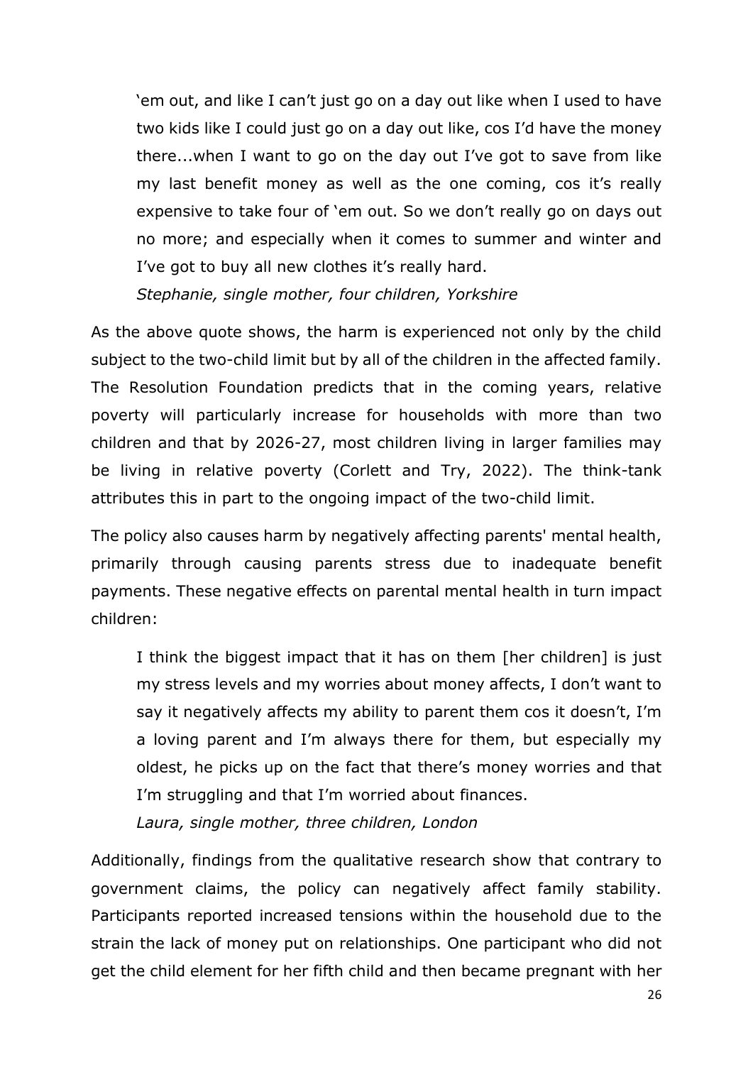> 'em out, and like I can't just go on a day out like when I used to have two kids like I could just go on a day out like, cos I'd have the money there...when I want to go on the day out I've got to save from like my last benefit money as well as the one coming, cos it's really expensive to take four of 'em out. So we don't really go on days out no more; and especially when it comes to summer and winter and I've got to buy all new clothes it's really hard.
>
> *Stephanie, single mother, four children, Yorkshire*

As the above quote shows, the harm is experienced not only by the child subject to the two-child limit but by all of the children in the affected family. The Resolution Foundation predicts that in the coming years, relative poverty will particularly increase for households with more than two children and that by 2026-27, most children living in larger families may be living in relative poverty (Corlett and Try, 2022). The think-tank attributes this in part to the ongoing impact of the two-child limit.

The policy also causes harm by negatively affecting parents' mental health, primarily through causing parents stress due to inadequate benefit payments. These negative effects on parental mental health in turn impact children:

> I think the biggest impact that it has on them [her children] is just my stress levels and my worries about money affects, I don't want to say it negatively affects my ability to parent them cos it doesn't, I'm a loving parent and I'm always there for them, but especially my oldest, he picks up on the fact that there's money worries and that I'm struggling and that I'm worried about finances.
>
> *Laura, single mother, three children, London*

Additionally, findings from the qualitative research show that contrary to government claims, the policy can negatively affect family stability. Participants reported increased tensions within the household due to the strain the lack of money put on relationships. One participant who did not get the child element for her fifth child and then became pregnant with her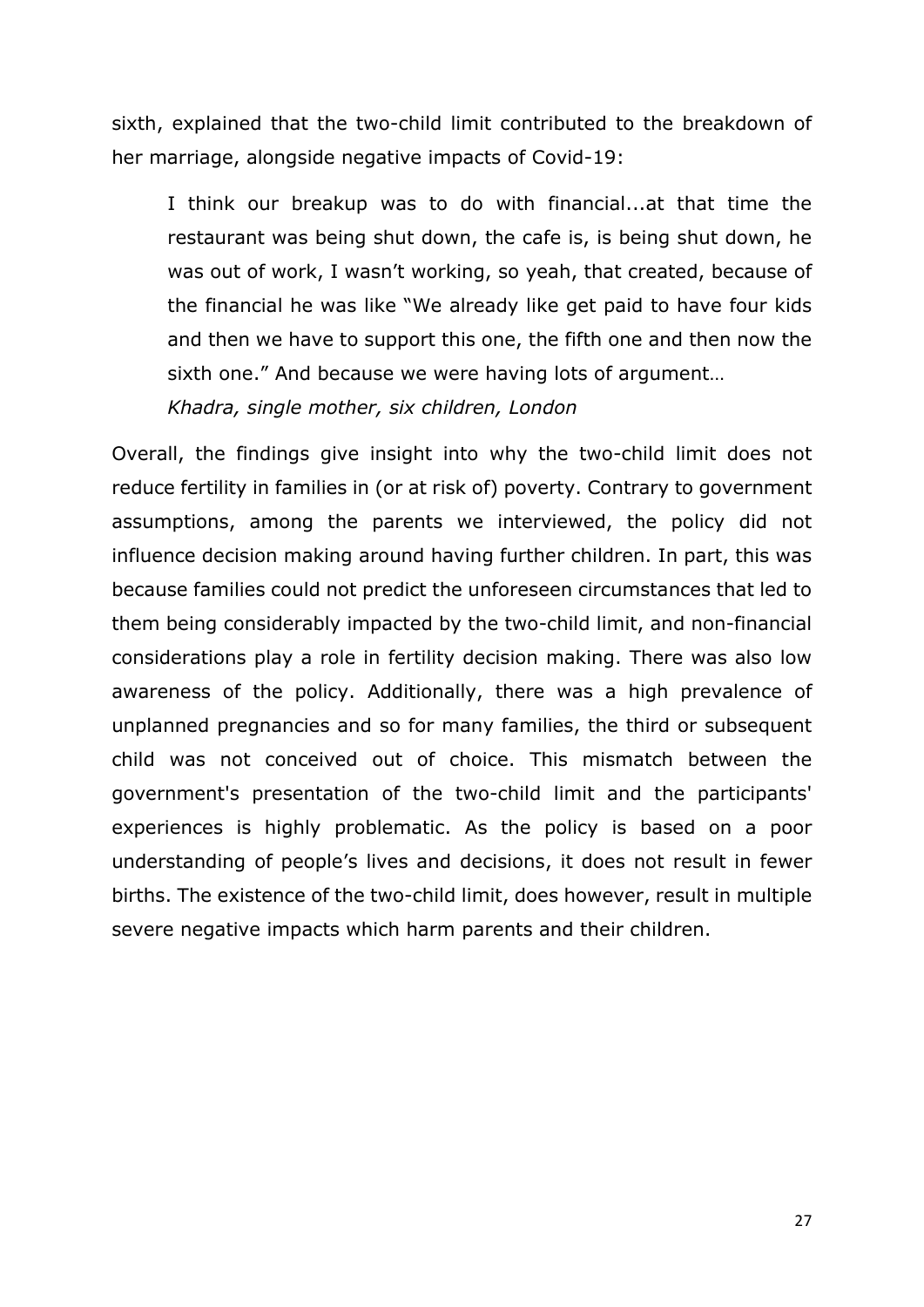sixth, explained that the two-child limit contributed to the breakdown of her marriage, alongside negative impacts of Covid-19:

> I think our breakup was to do with financial...at that time the restaurant was being shut down, the cafe is, is being shut down, he was out of work, I wasn't working, so yeah, that created, because of the financial he was like "We already like get paid to have four kids and then we have to support this one, the fifth one and then now the sixth one." And because we were having lots of argument…
> *Khadra, single mother, six children, London*

Overall, the findings give insight into why the two-child limit does not reduce fertility in families in (or at risk of) poverty. Contrary to government assumptions, among the parents we interviewed, the policy did not influence decision making around having further children. In part, this was because families could not predict the unforeseen circumstances that led to them being considerably impacted by the two-child limit, and non-financial considerations play a role in fertility decision making. There was also low awareness of the policy. Additionally, there was a high prevalence of unplanned pregnancies and so for many families, the third or subsequent child was not conceived out of choice. This mismatch between the government's presentation of the two-child limit and the participants' experiences is highly problematic. As the policy is based on a poor understanding of people's lives and decisions, it does not result in fewer births. The existence of the two-child limit, does however, result in multiple severe negative impacts which harm parents and their children.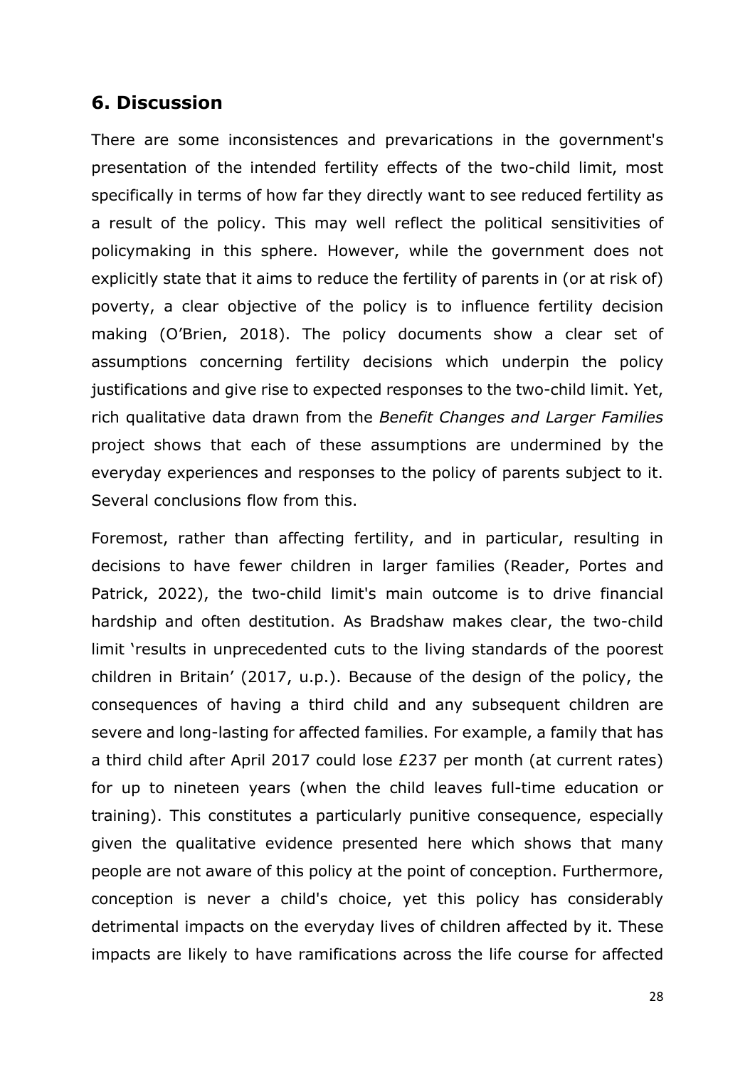## 6. Discussion

There are some inconsistences and prevarications in the government's presentation of the intended fertility effects of the two-child limit, most specifically in terms of how far they directly want to see reduced fertility as a result of the policy. This may well reflect the political sensitivities of policymaking in this sphere. However, while the government does not explicitly state that it aims to reduce the fertility of parents in (or at risk of) poverty, a clear objective of the policy is to influence fertility decision making (O'Brien, 2018). The policy documents show a clear set of assumptions concerning fertility decisions which underpin the policy justifications and give rise to expected responses to the two-child limit. Yet, rich qualitative data drawn from the *Benefit Changes and Larger Families* project shows that each of these assumptions are undermined by the everyday experiences and responses to the policy of parents subject to it. Several conclusions flow from this.

Foremost, rather than affecting fertility, and in particular, resulting in decisions to have fewer children in larger families (Reader, Portes and Patrick, 2022), the two-child limit's main outcome is to drive financial hardship and often destitution. As Bradshaw makes clear, the two-child limit 'results in unprecedented cuts to the living standards of the poorest children in Britain' (2017, u.p.). Because of the design of the policy, the consequences of having a third child and any subsequent children are severe and long-lasting for affected families. For example, a family that has a third child after April 2017 could lose £237 per month (at current rates) for up to nineteen years (when the child leaves full-time education or training). This constitutes a particularly punitive consequence, especially given the qualitative evidence presented here which shows that many people are not aware of this policy at the point of conception. Furthermore, conception is never a child's choice, yet this policy has considerably detrimental impacts on the everyday lives of children affected by it. These impacts are likely to have ramifications across the life course for affected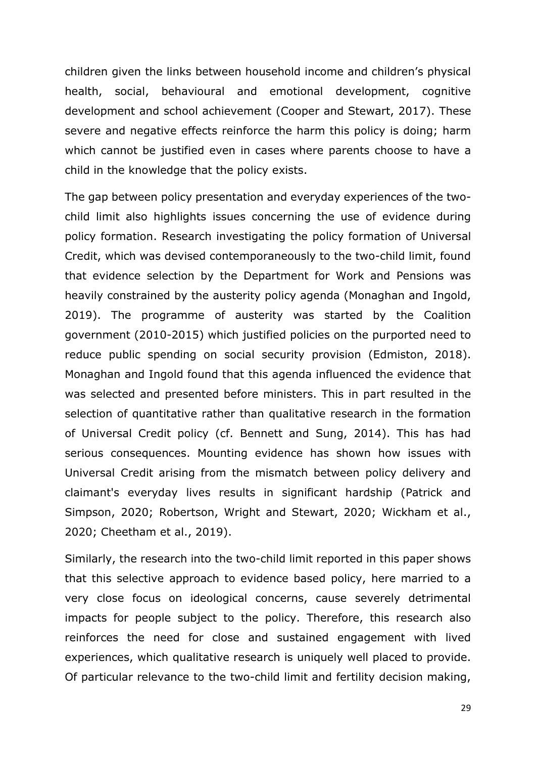children given the links between household income and children's physical health, social, behavioural and emotional development, cognitive development and school achievement (Cooper and Stewart, 2017). These severe and negative effects reinforce the harm this policy is doing; harm which cannot be justified even in cases where parents choose to have a child in the knowledge that the policy exists.

The gap between policy presentation and everyday experiences of the two-child limit also highlights issues concerning the use of evidence during policy formation. Research investigating the policy formation of Universal Credit, which was devised contemporaneously to the two-child limit, found that evidence selection by the Department for Work and Pensions was heavily constrained by the austerity policy agenda (Monaghan and Ingold, 2019). The programme of austerity was started by the Coalition government (2010-2015) which justified policies on the purported need to reduce public spending on social security provision (Edmiston, 2018). Monaghan and Ingold found that this agenda influenced the evidence that was selected and presented before ministers. This in part resulted in the selection of quantitative rather than qualitative research in the formation of Universal Credit policy (cf. Bennett and Sung, 2014). This has had serious consequences. Mounting evidence has shown how issues with Universal Credit arising from the mismatch between policy delivery and claimant's everyday lives results in significant hardship (Patrick and Simpson, 2020; Robertson, Wright and Stewart, 2020; Wickham et al., 2020; Cheetham et al., 2019).

Similarly, the research into the two-child limit reported in this paper shows that this selective approach to evidence based policy, here married to a very close focus on ideological concerns, cause severely detrimental impacts for people subject to the policy. Therefore, this research also reinforces the need for close and sustained engagement with lived experiences, which qualitative research is uniquely well placed to provide. Of particular relevance to the two-child limit and fertility decision making,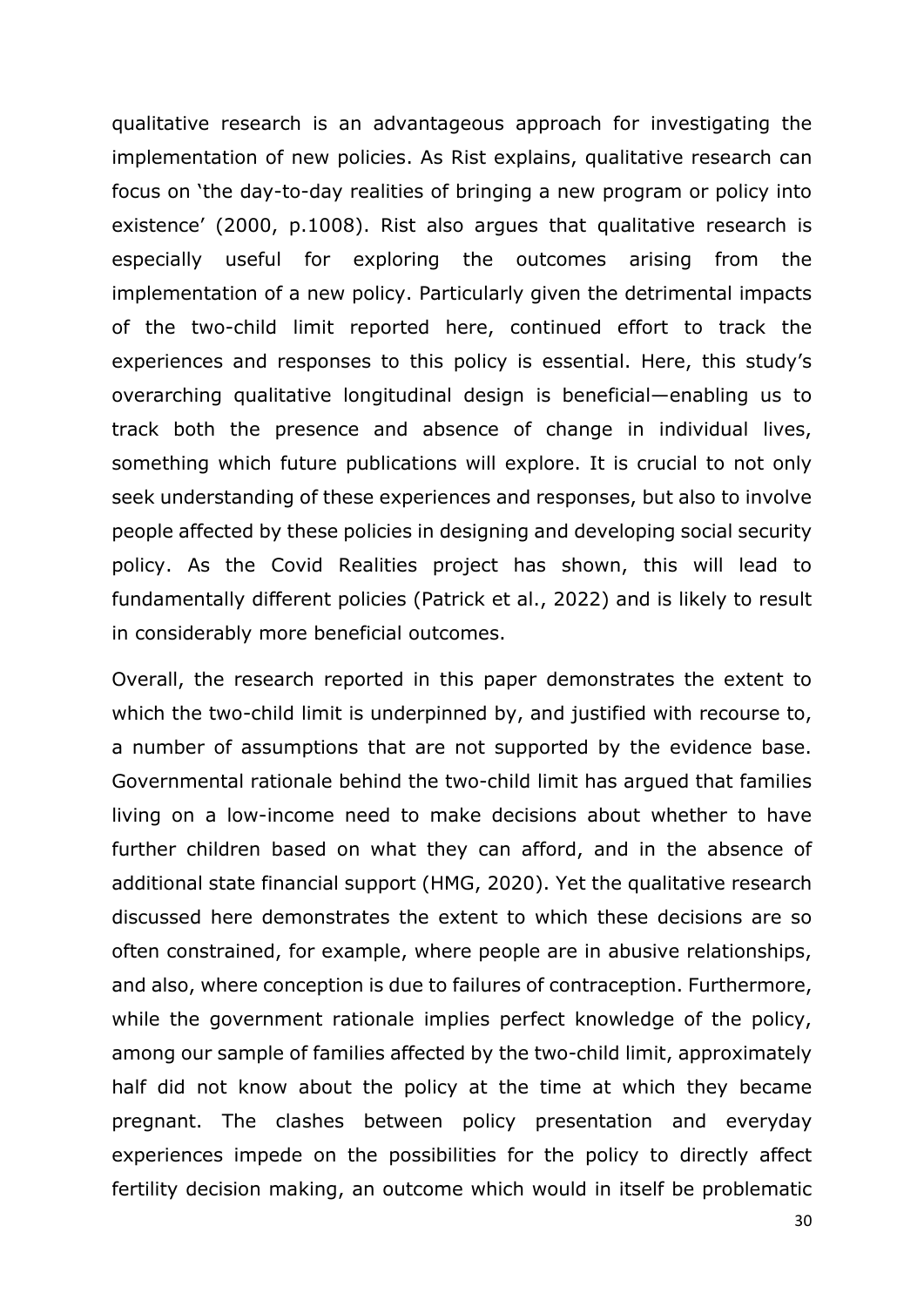qualitative research is an advantageous approach for investigating the implementation of new policies. As Rist explains, qualitative research can focus on 'the day-to-day realities of bringing a new program or policy into existence' (2000, p.1008). Rist also argues that qualitative research is especially useful for exploring the outcomes arising from the implementation of a new policy. Particularly given the detrimental impacts of the two-child limit reported here, continued effort to track the experiences and responses to this policy is essential. Here, this study's overarching qualitative longitudinal design is beneficial—enabling us to track both the presence and absence of change in individual lives, something which future publications will explore. It is crucial to not only seek understanding of these experiences and responses, but also to involve people affected by these policies in designing and developing social security policy. As the Covid Realities project has shown, this will lead to fundamentally different policies (Patrick et al., 2022) and is likely to result in considerably more beneficial outcomes.

Overall, the research reported in this paper demonstrates the extent to which the two-child limit is underpinned by, and justified with recourse to, a number of assumptions that are not supported by the evidence base. Governmental rationale behind the two-child limit has argued that families living on a low-income need to make decisions about whether to have further children based on what they can afford, and in the absence of additional state financial support (HMG, 2020). Yet the qualitative research discussed here demonstrates the extent to which these decisions are so often constrained, for example, where people are in abusive relationships, and also, where conception is due to failures of contraception. Furthermore, while the government rationale implies perfect knowledge of the policy, among our sample of families affected by the two-child limit, approximately half did not know about the policy at the time at which they became pregnant. The clashes between policy presentation and everyday experiences impede on the possibilities for the policy to directly affect fertility decision making, an outcome which would in itself be problematic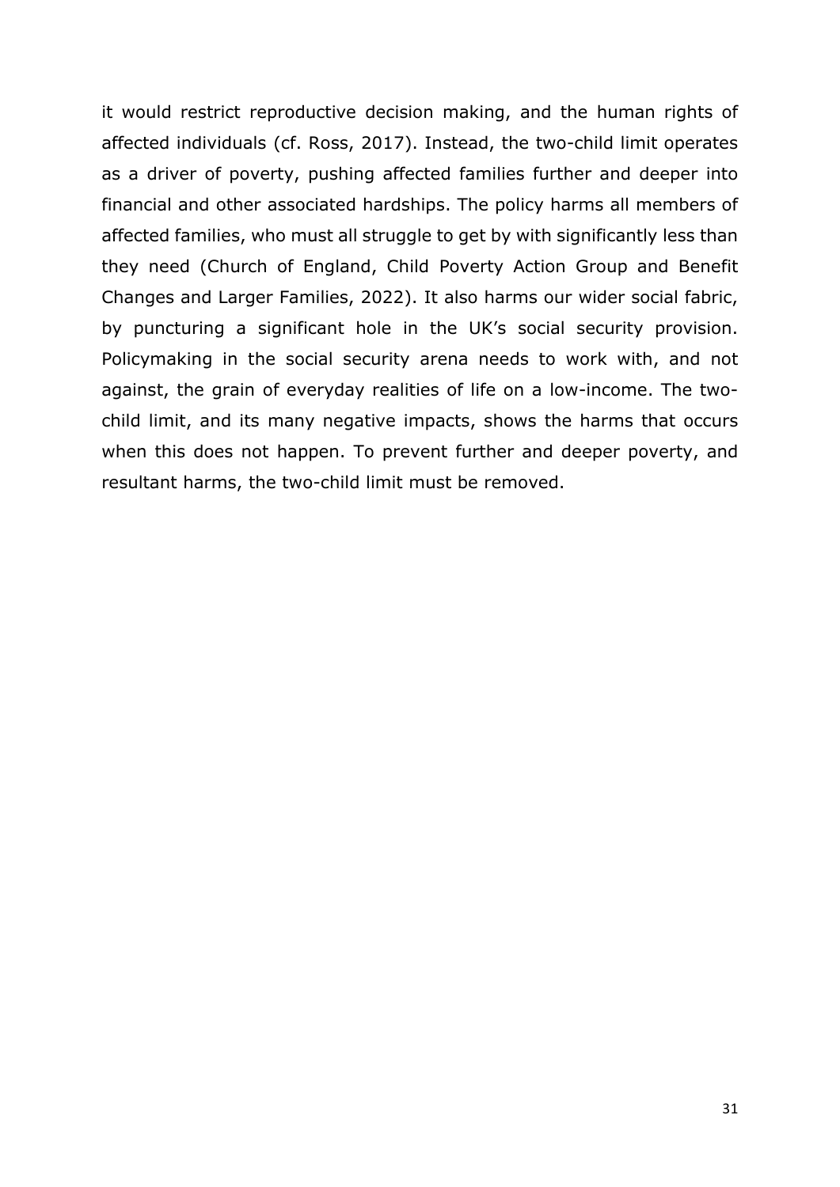it would restrict reproductive decision making, and the human rights of affected individuals (cf. Ross, 2017). Instead, the two-child limit operates as a driver of poverty, pushing affected families further and deeper into financial and other associated hardships. The policy harms all members of affected families, who must all struggle to get by with significantly less than they need (Church of England, Child Poverty Action Group and Benefit Changes and Larger Families, 2022). It also harms our wider social fabric, by puncturing a significant hole in the UK's social security provision. Policymaking in the social security arena needs to work with, and not against, the grain of everyday realities of life on a low-income. The two-child limit, and its many negative impacts, shows the harms that occurs when this does not happen. To prevent further and deeper poverty, and resultant harms, the two-child limit must be removed.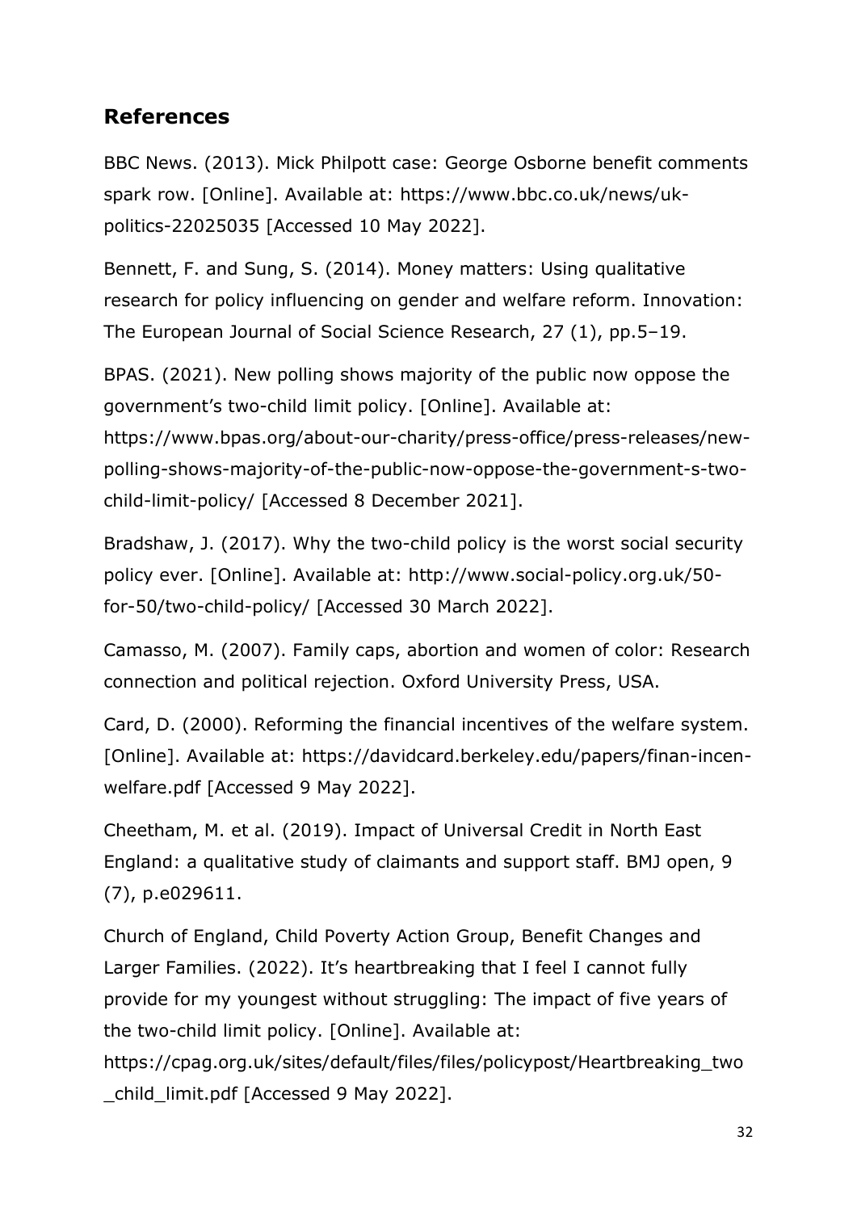## References

BBC News. (2013). Mick Philpott case: George Osborne benefit comments spark row. [Online]. Available at: https://www.bbc.co.uk/news/uk-politics-22025035 [Accessed 10 May 2022].

Bennett, F. and Sung, S. (2014). Money matters: Using qualitative research for policy influencing on gender and welfare reform. Innovation: The European Journal of Social Science Research, 27 (1), pp.5–19.

BPAS. (2021). New polling shows majority of the public now oppose the government's two-child limit policy. [Online]. Available at: https://www.bpas.org/about-our-charity/press-office/press-releases/new-polling-shows-majority-of-the-public-now-oppose-the-government-s-two-child-limit-policy/ [Accessed 8 December 2021].

Bradshaw, J. (2017). Why the two-child policy is the worst social security policy ever. [Online]. Available at: http://www.social-policy.org.uk/50-for-50/two-child-policy/ [Accessed 30 March 2022].

Camasso, M. (2007). Family caps, abortion and women of color: Research connection and political rejection. Oxford University Press, USA.

Card, D. (2000). Reforming the financial incentives of the welfare system. [Online]. Available at: https://davidcard.berkeley.edu/papers/finan-incen-welfare.pdf [Accessed 9 May 2022].

Cheetham, M. et al. (2019). Impact of Universal Credit in North East England: a qualitative study of claimants and support staff. BMJ open, 9 (7), p.e029611.

Church of England, Child Poverty Action Group, Benefit Changes and Larger Families. (2022). It's heartbreaking that I feel I cannot fully provide for my youngest without struggling: The impact of five years of the two-child limit policy. [Online]. Available at: https://cpag.org.uk/sites/default/files/files/policypost/Heartbreaking_two_child_limit.pdf [Accessed 9 May 2022].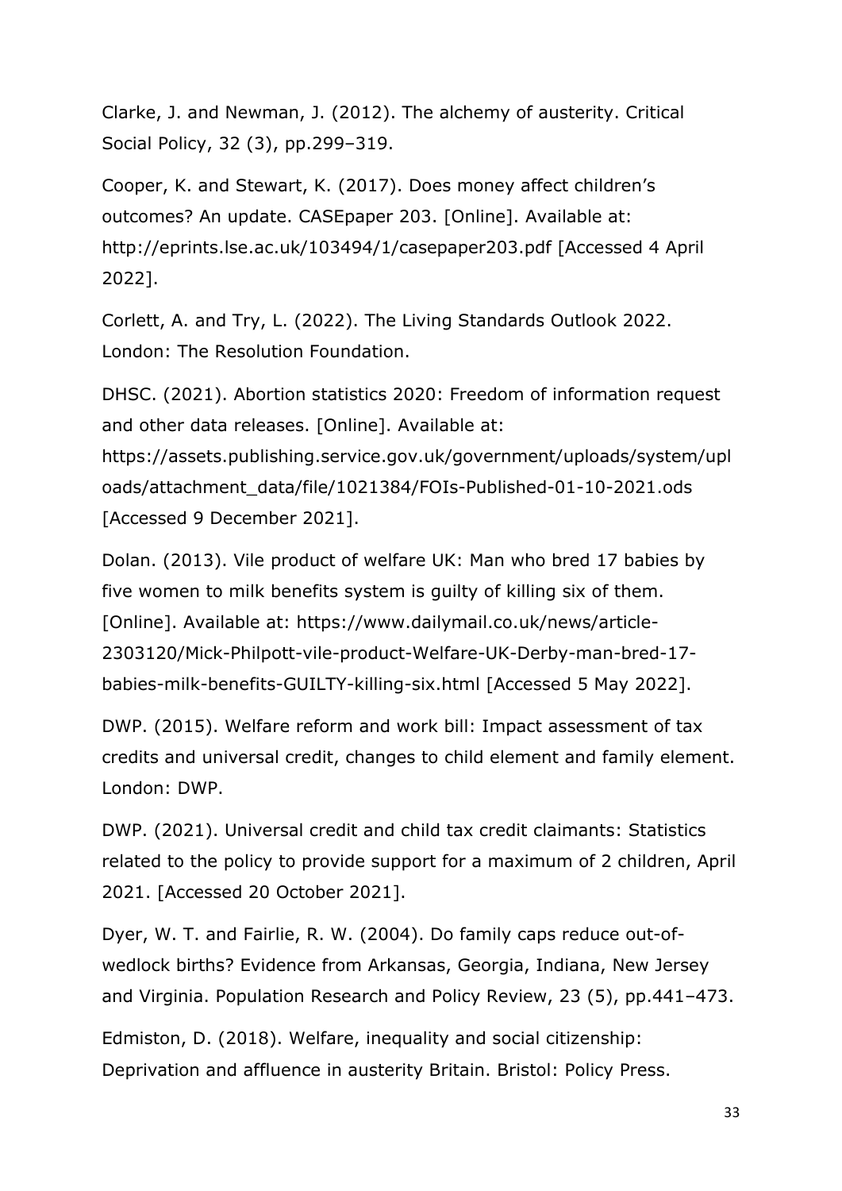Clarke, J. and Newman, J. (2012). The alchemy of austerity. Critical Social Policy, 32 (3), pp.299–319.

Cooper, K. and Stewart, K. (2017). Does money affect children's outcomes? An update. CASEpaper 203. [Online]. Available at: http://eprints.lse.ac.uk/103494/1/casepaper203.pdf [Accessed 4 April 2022].

Corlett, A. and Try, L. (2022). The Living Standards Outlook 2022. London: The Resolution Foundation.

DHSC. (2021). Abortion statistics 2020: Freedom of information request and other data releases. [Online]. Available at: https://assets.publishing.service.gov.uk/government/uploads/system/uploads/attachment_data/file/1021384/FOIs-Published-01-10-2021.ods [Accessed 9 December 2021].

Dolan. (2013). Vile product of welfare UK: Man who bred 17 babies by five women to milk benefits system is guilty of killing six of them. [Online]. Available at: https://www.dailymail.co.uk/news/article-2303120/Mick-Philpott-vile-product-Welfare-UK-Derby-man-bred-17-babies-milk-benefits-GUILTY-killing-six.html [Accessed 5 May 2022].

DWP. (2015). Welfare reform and work bill: Impact assessment of tax credits and universal credit, changes to child element and family element. London: DWP.

DWP. (2021). Universal credit and child tax credit claimants: Statistics related to the policy to provide support for a maximum of 2 children, April 2021. [Accessed 20 October 2021].

Dyer, W. T. and Fairlie, R. W. (2004). Do family caps reduce out-of-wedlock births? Evidence from Arkansas, Georgia, Indiana, New Jersey and Virginia. Population Research and Policy Review, 23 (5), pp.441–473.

Edmiston, D. (2018). Welfare, inequality and social citizenship: Deprivation and affluence in austerity Britain. Bristol: Policy Press.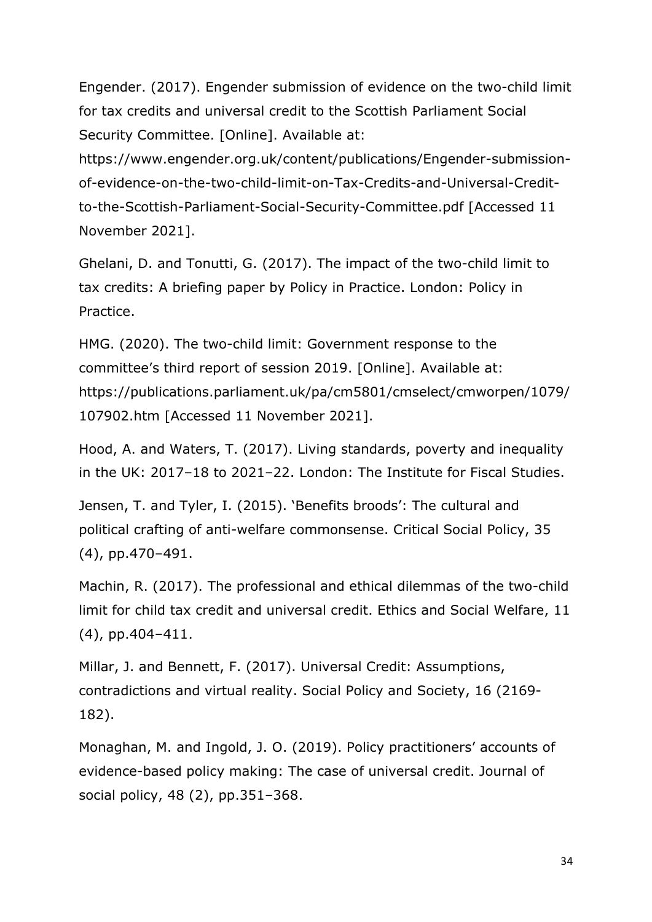Engender. (2017). Engender submission of evidence on the two-child limit for tax credits and universal credit to the Scottish Parliament Social Security Committee. [Online]. Available at: https://www.engender.org.uk/content/publications/Engender-submission-of-evidence-on-the-two-child-limit-on-Tax-Credits-and-Universal-Credit-to-the-Scottish-Parliament-Social-Security-Committee.pdf [Accessed 11 November 2021].

Ghelani, D. and Tonutti, G. (2017). The impact of the two-child limit to tax credits: A briefing paper by Policy in Practice. London: Policy in Practice.

HMG. (2020). The two-child limit: Government response to the committee's third report of session 2019. [Online]. Available at: https://publications.parliament.uk/pa/cm5801/cmselect/cmworpen/1079/107902.htm [Accessed 11 November 2021].

Hood, A. and Waters, T. (2017). Living standards, poverty and inequality in the UK: 2017–18 to 2021–22. London: The Institute for Fiscal Studies.

Jensen, T. and Tyler, I. (2015). 'Benefits broods': The cultural and political crafting of anti-welfare commonsense. Critical Social Policy, 35 (4), pp.470–491.

Machin, R. (2017). The professional and ethical dilemmas of the two-child limit for child tax credit and universal credit. Ethics and Social Welfare, 11 (4), pp.404–411.

Millar, J. and Bennett, F. (2017). Universal Credit: Assumptions, contradictions and virtual reality. Social Policy and Society, 16 (2169-182).

Monaghan, M. and Ingold, J. O. (2019). Policy practitioners' accounts of evidence-based policy making: The case of universal credit. Journal of social policy, 48 (2), pp.351–368.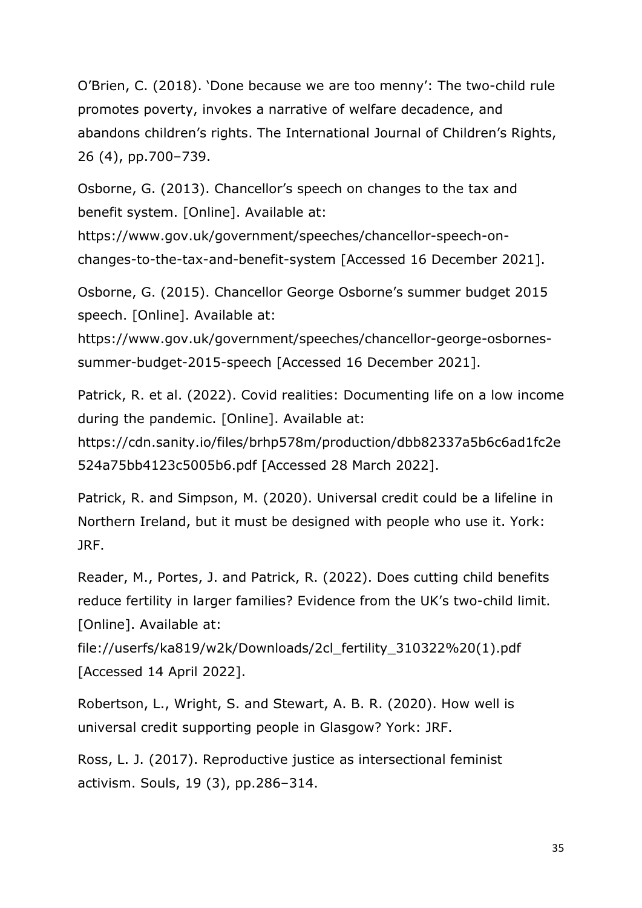O'Brien, C. (2018). 'Done because we are too menny': The two-child rule promotes poverty, invokes a narrative of welfare decadence, and abandons children's rights. The International Journal of Children's Rights, 26 (4), pp.700–739.

Osborne, G. (2013). Chancellor's speech on changes to the tax and benefit system. [Online]. Available at: https://www.gov.uk/government/speeches/chancellor-speech-on-changes-to-the-tax-and-benefit-system [Accessed 16 December 2021].

Osborne, G. (2015). Chancellor George Osborne's summer budget 2015 speech. [Online]. Available at: https://www.gov.uk/government/speeches/chancellor-george-osbornes-summer-budget-2015-speech [Accessed 16 December 2021].

Patrick, R. et al. (2022). Covid realities: Documenting life on a low income during the pandemic. [Online]. Available at: https://cdn.sanity.io/files/brhp578m/production/dbb82337a5b6c6ad1fc2e524a75bb4123c5005b6.pdf [Accessed 28 March 2022].

Patrick, R. and Simpson, M. (2020). Universal credit could be a lifeline in Northern Ireland, but it must be designed with people who use it. York: JRF.

Reader, M., Portes, J. and Patrick, R. (2022). Does cutting child benefits reduce fertility in larger families? Evidence from the UK's two-child limit. [Online]. Available at: file://userfs/ka819/w2k/Downloads/2cl_fertility_310322%20(1).pdf [Accessed 14 April 2022].

Robertson, L., Wright, S. and Stewart, A. B. R. (2020). How well is universal credit supporting people in Glasgow? York: JRF.

Ross, L. J. (2017). Reproductive justice as intersectional feminist activism. Souls, 19 (3), pp.286–314.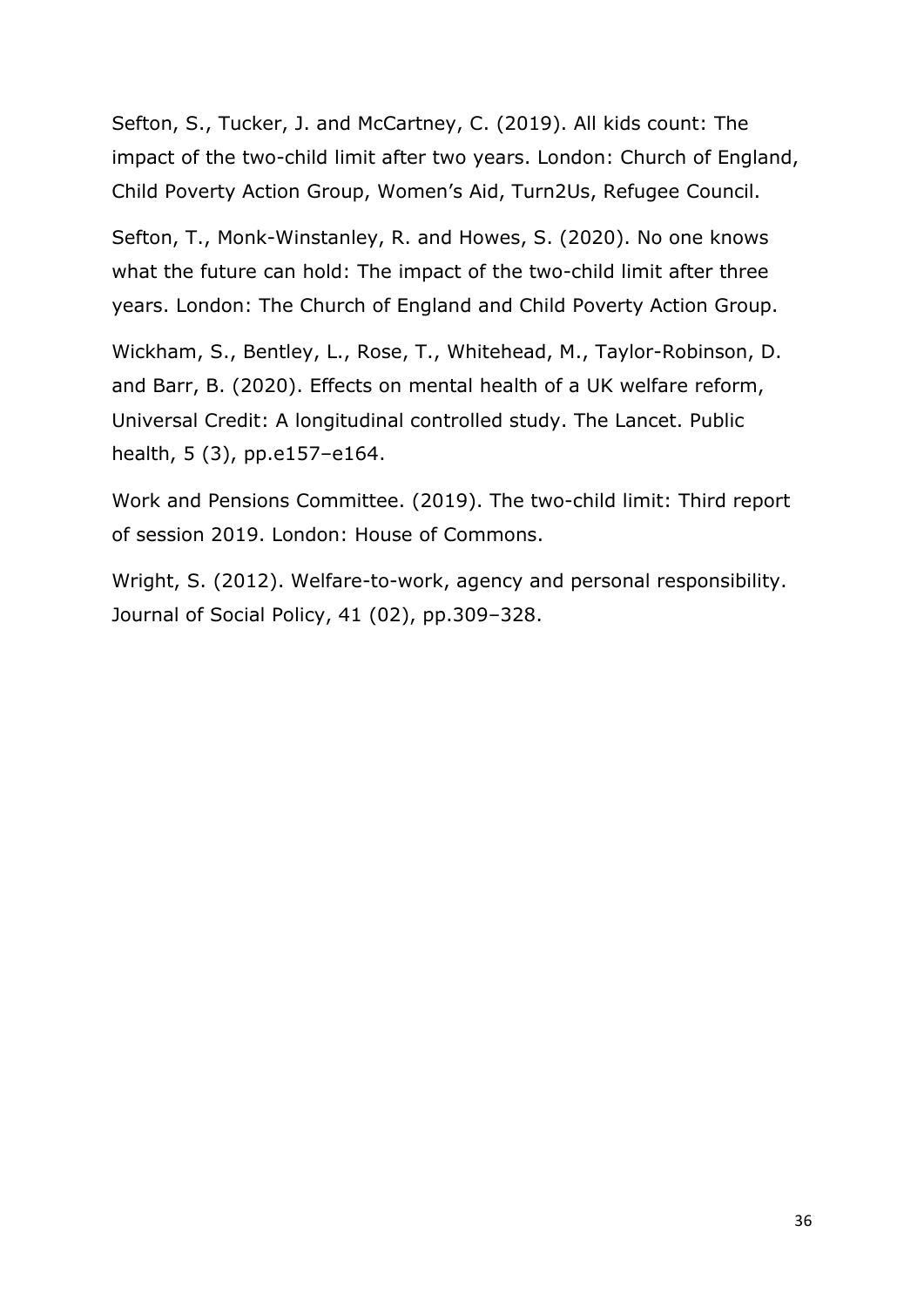Sefton, S., Tucker, J. and McCartney, C. (2019). All kids count: The impact of the two-child limit after two years. London: Church of England, Child Poverty Action Group, Women's Aid, Turn2Us, Refugee Council.

Sefton, T., Monk-Winstanley, R. and Howes, S. (2020). No one knows what the future can hold: The impact of the two-child limit after three years. London: The Church of England and Child Poverty Action Group.

Wickham, S., Bentley, L., Rose, T., Whitehead, M., Taylor-Robinson, D. and Barr, B. (2020). Effects on mental health of a UK welfare reform, Universal Credit: A longitudinal controlled study. The Lancet. Public health, 5 (3), pp.e157–e164.

Work and Pensions Committee. (2019). The two-child limit: Third report of session 2019. London: House of Commons.

Wright, S. (2012). Welfare-to-work, agency and personal responsibility. Journal of Social Policy, 41 (02), pp.309–328.